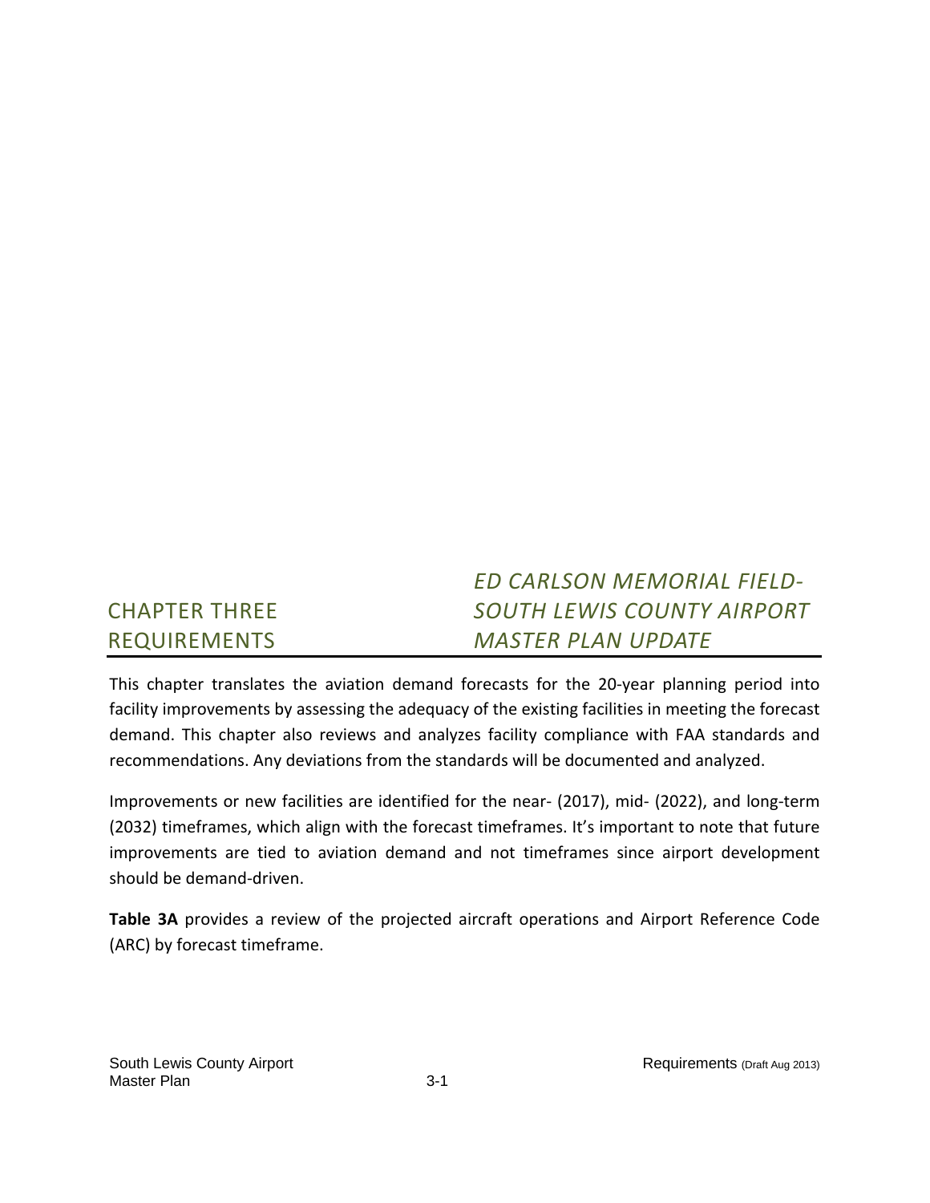# CHAPTER THREE REQUIREMENTS

## *ED CARLSON MEMORIAL FIELD-SOUTH LEWIS COUNTY AIRPORT MASTER PLAN UPDATE*

This chapter translates the aviation demand forecasts for the 20-year planning period into facility improvements by assessing the adequacy of the existing facilities in meeting the forecast demand. This chapter also reviews and analyzes facility compliance with FAA standards and recommendations. Any deviations from the standards will be documented and analyzed.

Improvements or new facilities are identified for the near- (2017), mid- (2022), and long-term (2032) timeframes, which align with the forecast timeframes. It's important to note that future improvements are tied to aviation demand and not timeframes since airport development should be demand-driven.

**Table 3A** provides a review of the projected aircraft operations and Airport Reference Code (ARC) by forecast timeframe.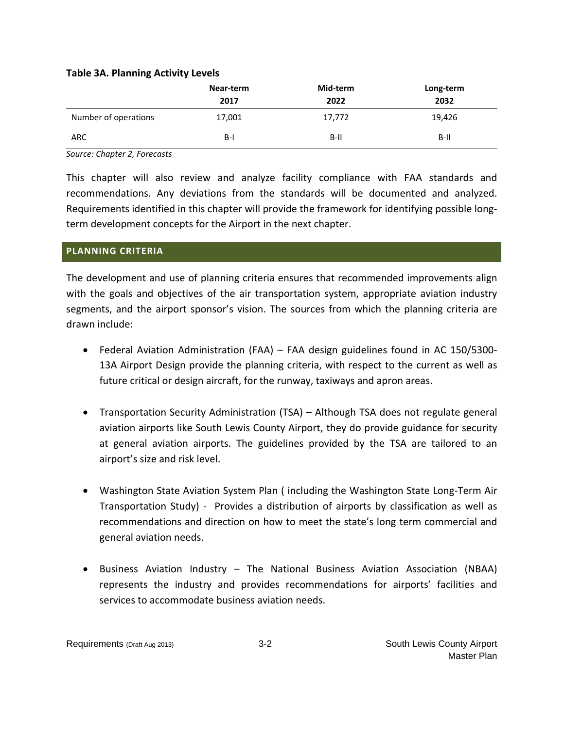**Table 3A. Planning Activity Levels**

| | Near-term 2017 | Mid-term 2022 | Long-term 2032 |
|---|---|---|---|
| Number of operations | 17,001 | 17,772 | 19,426 |
| ARC | B-I | B-II | B-II |

*Source: Chapter 2, Forecasts*

This chapter will also review and analyze facility compliance with FAA standards and recommendations. Any deviations from the standards will be documented and analyzed. Requirements identified in this chapter will provide the framework for identifying possible long-term development concepts for the Airport in the next chapter.

## PLANNING CRITERIA

The development and use of planning criteria ensures that recommended improvements align with the goals and objectives of the air transportation system, appropriate aviation industry segments, and the airport sponsor's vision. The sources from which the planning criteria are drawn include:

- Federal Aviation Administration (FAA) – FAA design guidelines found in AC 150/5300-13A Airport Design provide the planning criteria, with respect to the current as well as future critical or design aircraft, for the runway, taxiways and apron areas.

- Transportation Security Administration (TSA) – Although TSA does not regulate general aviation airports like South Lewis County Airport, they do provide guidance for security at general aviation airports. The guidelines provided by the TSA are tailored to an airport's size and risk level.

- Washington State Aviation System Plan ( including the Washington State Long-Term Air Transportation Study) - Provides a distribution of airports by classification as well as recommendations and direction on how to meet the state's long term commercial and general aviation needs.

- Business Aviation Industry – The National Business Aviation Association (NBAA) represents the industry and provides recommendations for airports' facilities and services to accommodate business aviation needs.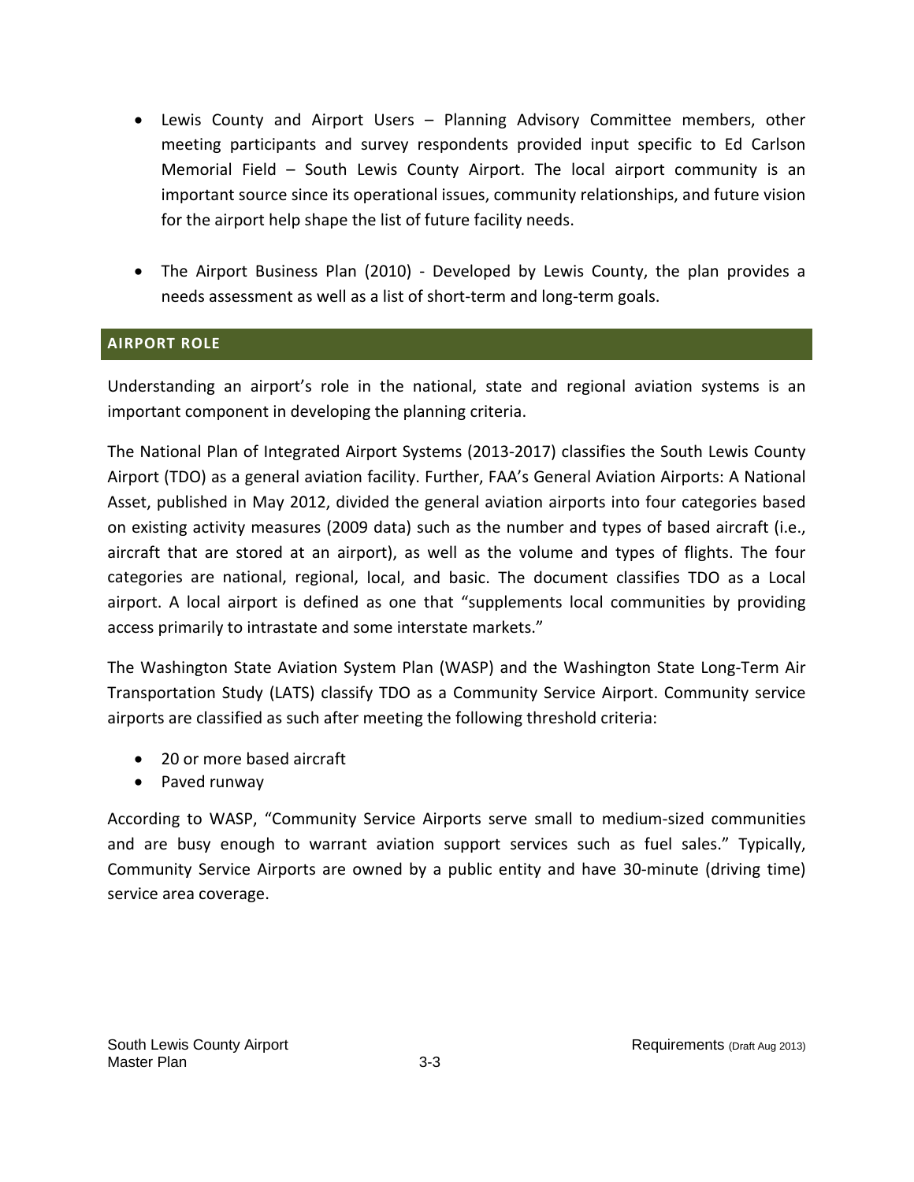- Lewis County and Airport Users – Planning Advisory Committee members, other meeting participants and survey respondents provided input specific to Ed Carlson Memorial Field – South Lewis County Airport. The local airport community is an important source since its operational issues, community relationships, and future vision for the airport help shape the list of future facility needs.

- The Airport Business Plan (2010) - Developed by Lewis County, the plan provides a needs assessment as well as a list of short-term and long-term goals.

## AIRPORT ROLE

Understanding an airport's role in the national, state and regional aviation systems is an important component in developing the planning criteria.

The National Plan of Integrated Airport Systems (2013-2017) classifies the South Lewis County Airport (TDO) as a general aviation facility. Further, FAA's General Aviation Airports: A National Asset, published in May 2012, divided the general aviation airports into four categories based on existing activity measures (2009 data) such as the number and types of based aircraft (i.e., aircraft that are stored at an airport), as well as the volume and types of flights. The four categories are national, regional, local, and basic. The document classifies TDO as a Local airport. A local airport is defined as one that "supplements local communities by providing access primarily to intrastate and some interstate markets."

The Washington State Aviation System Plan (WASP) and the Washington State Long-Term Air Transportation Study (LATS) classify TDO as a Community Service Airport. Community service airports are classified as such after meeting the following threshold criteria:

- 20 or more based aircraft
- Paved runway

According to WASP, "Community Service Airports serve small to medium-sized communities and are busy enough to warrant aviation support services such as fuel sales." Typically, Community Service Airports are owned by a public entity and have 30-minute (driving time) service area coverage.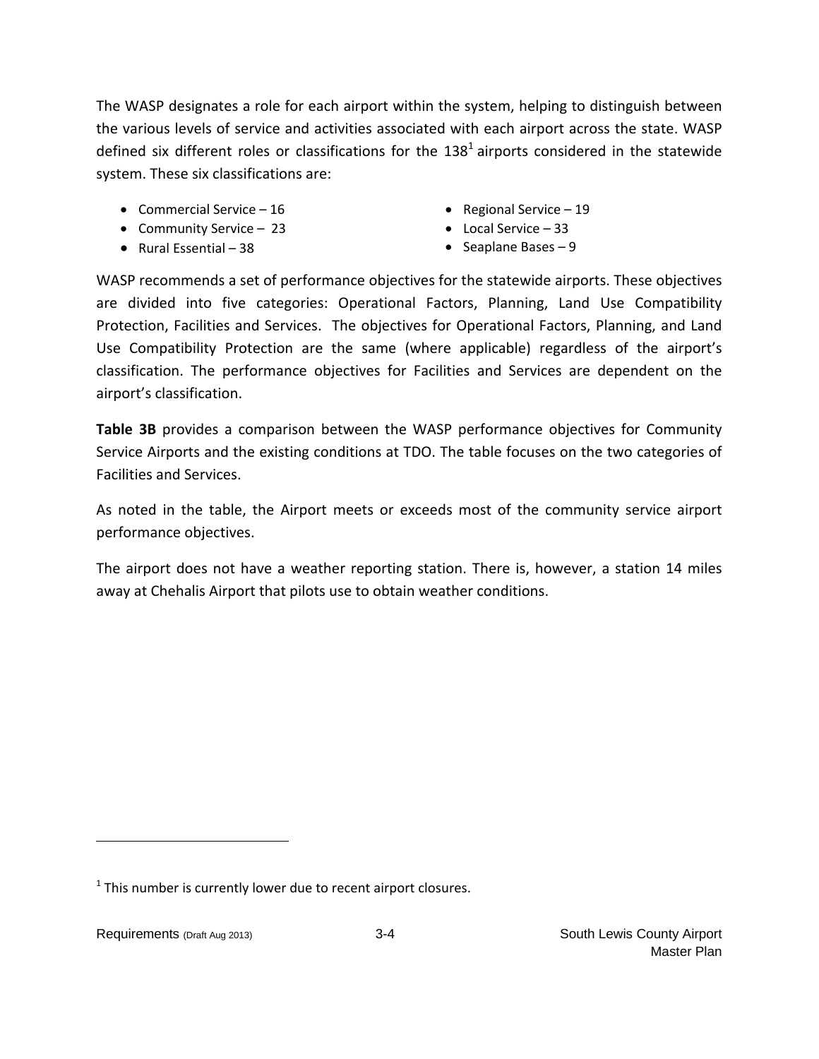The WASP designates a role for each airport within the system, helping to distinguish between the various levels of service and activities associated with each airport across the state. WASP defined six different roles or classifications for the 138[1] airports considered in the statewide system. These six classifications are:

- Commercial Service – 16
- Community Service – 23
- Rural Essential – 38
- Regional Service – 19
- Local Service – 33
- Seaplane Bases – 9

WASP recommends a set of performance objectives for the statewide airports. These objectives are divided into five categories: Operational Factors, Planning, Land Use Compatibility Protection, Facilities and Services. The objectives for Operational Factors, Planning, and Land Use Compatibility Protection are the same (where applicable) regardless of the airport's classification. The performance objectives for Facilities and Services are dependent on the airport's classification.

**Table 3B** provides a comparison between the WASP performance objectives for Community Service Airports and the existing conditions at TDO. The table focuses on the two categories of Facilities and Services.

As noted in the table, the Airport meets or exceeds most of the community service airport performance objectives.

The airport does not have a weather reporting station. There is, however, a station 14 miles away at Chehalis Airport that pilots use to obtain weather conditions.

[1] This number is currently lower due to recent airport closures.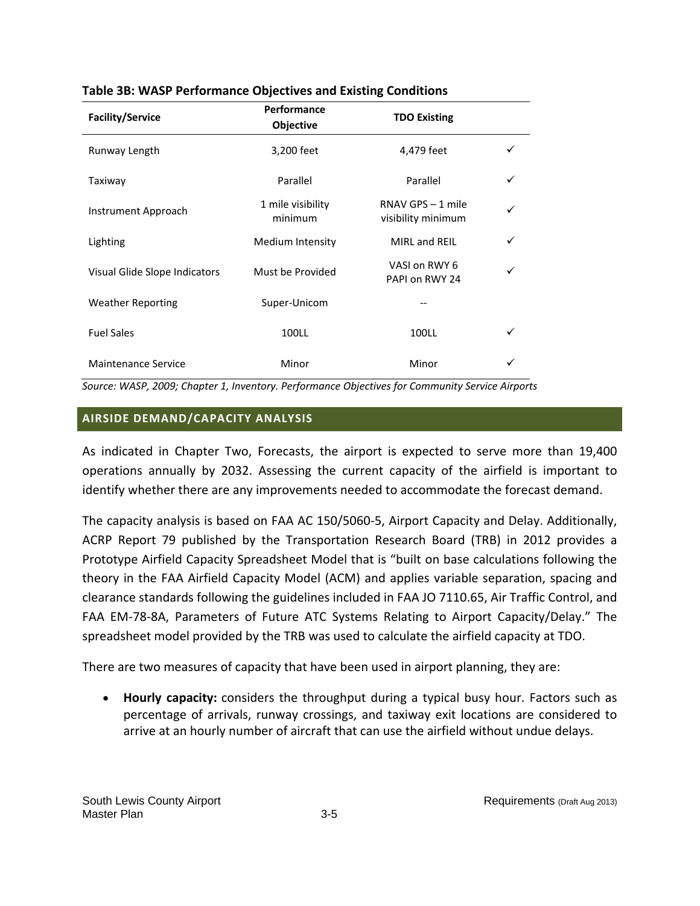**Table 3B: WASP Performance Objectives and Existing Conditions**

| Facility/Service | Performance Objective | TDO Existing | |
|---|---|---|---|
| Runway Length | 3,200 feet | 4,479 feet | ✓ |
| Taxiway | Parallel | Parallel | ✓ |
| Instrument Approach | 1 mile visibility minimum | RNAV GPS – 1 mile visibility minimum | ✓ |
| Lighting | Medium Intensity | MIRL and REIL | ✓ |
| Visual Glide Slope Indicators | Must be Provided | VASI on RWY 6 PAPI on RWY 24 | ✓ |
| Weather Reporting | Super-Unicom | -- | |
| Fuel Sales | 100LL | 100LL | ✓ |
| Maintenance Service | Minor | Minor | ✓ |

*Source: WASP, 2009; Chapter 1, Inventory. Performance Objectives for Community Service Airports*

## AIRSIDE DEMAND/CAPACITY ANALYSIS

As indicated in Chapter Two, Forecasts, the airport is expected to serve more than 19,400 operations annually by 2032. Assessing the current capacity of the airfield is important to identify whether there are any improvements needed to accommodate the forecast demand.

The capacity analysis is based on FAA AC 150/5060-5, Airport Capacity and Delay. Additionally, ACRP Report 79 published by the Transportation Research Board (TRB) in 2012 provides a Prototype Airfield Capacity Spreadsheet Model that is "built on base calculations following the theory in the FAA Airfield Capacity Model (ACM) and applies variable separation, spacing and clearance standards following the guidelines included in FAA JO 7110.65, Air Traffic Control, and FAA EM-78-8A, Parameters of Future ATC Systems Relating to Airport Capacity/Delay." The spreadsheet model provided by the TRB was used to calculate the airfield capacity at TDO.

There are two measures of capacity that have been used in airport planning, they are:

- **Hourly capacity:** considers the throughput during a typical busy hour. Factors such as percentage of arrivals, runway crossings, and taxiway exit locations are considered to arrive at an hourly number of aircraft that can use the airfield without undue delays.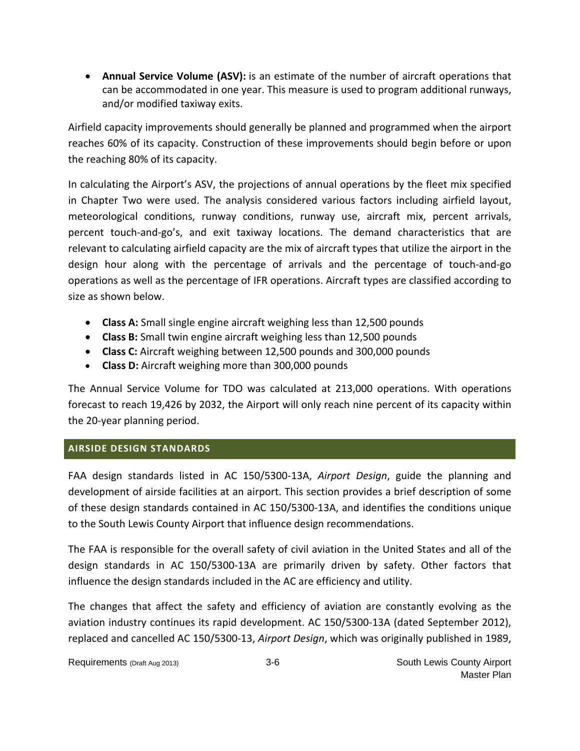- **Annual Service Volume (ASV):** is an estimate of the number of aircraft operations that can be accommodated in one year. This measure is used to program additional runways, and/or modified taxiway exits.

Airfield capacity improvements should generally be planned and programmed when the airport reaches 60% of its capacity. Construction of these improvements should begin before or upon the reaching 80% of its capacity.

In calculating the Airport's ASV, the projections of annual operations by the fleet mix specified in Chapter Two were used. The analysis considered various factors including airfield layout, meteorological conditions, runway conditions, runway use, aircraft mix, percent arrivals, percent touch-and-go's, and exit taxiway locations. The demand characteristics that are relevant to calculating airfield capacity are the mix of aircraft types that utilize the airport in the design hour along with the percentage of arrivals and the percentage of touch-and-go operations as well as the percentage of IFR operations. Aircraft types are classified according to size as shown below.

- **Class A:** Small single engine aircraft weighing less than 12,500 pounds
- **Class B:** Small twin engine aircraft weighing less than 12,500 pounds
- **Class C:** Aircraft weighing between 12,500 pounds and 300,000 pounds
- **Class D:** Aircraft weighing more than 300,000 pounds

The Annual Service Volume for TDO was calculated at 213,000 operations. With operations forecast to reach 19,426 by 2032, the Airport will only reach nine percent of its capacity within the 20-year planning period.

## AIRSIDE DESIGN STANDARDS

FAA design standards listed in AC 150/5300-13A, *Airport Design*, guide the planning and development of airside facilities at an airport. This section provides a brief description of some of these design standards contained in AC 150/5300-13A, and identifies the conditions unique to the South Lewis County Airport that influence design recommendations.

The FAA is responsible for the overall safety of civil aviation in the United States and all of the design standards in AC 150/5300-13A are primarily driven by safety. Other factors that influence the design standards included in the AC are efficiency and utility.

The changes that affect the safety and efficiency of aviation are constantly evolving as the aviation industry continues its rapid development. AC 150/5300-13A (dated September 2012), replaced and cancelled AC 150/5300-13, *Airport Design*, which was originally published in 1989,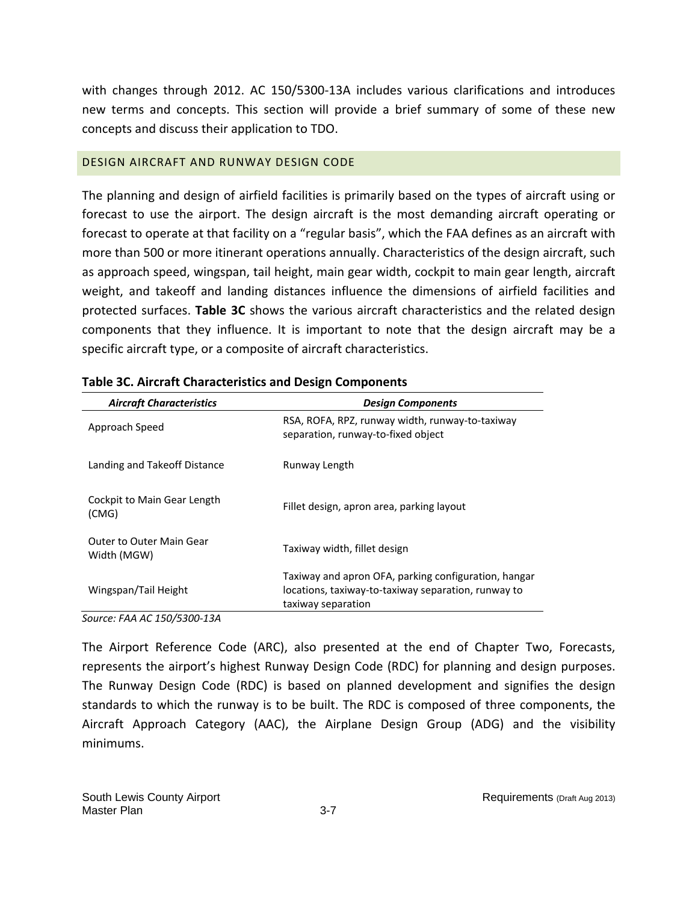with changes through 2012. AC 150/5300-13A includes various clarifications and introduces new terms and concepts. This section will provide a brief summary of some of these new concepts and discuss their application to TDO.

## DESIGN AIRCRAFT AND RUNWAY DESIGN CODE

The planning and design of airfield facilities is primarily based on the types of aircraft using or forecast to use the airport. The design aircraft is the most demanding aircraft operating or forecast to operate at that facility on a "regular basis", which the FAA defines as an aircraft with more than 500 or more itinerant operations annually. Characteristics of the design aircraft, such as approach speed, wingspan, tail height, main gear width, cockpit to main gear length, aircraft weight, and takeoff and landing distances influence the dimensions of airfield facilities and protected surfaces. **Table 3C** shows the various aircraft characteristics and the related design components that they influence. It is important to note that the design aircraft may be a specific aircraft type, or a composite of aircraft characteristics.

**Table 3C. Aircraft Characteristics and Design Components**

| *Aircraft Characteristics* | *Design Components* |
|---|---|
| Approach Speed | RSA, ROFA, RPZ, runway width, runway-to-taxiway separation, runway-to-fixed object |
| Landing and Takeoff Distance | Runway Length |
| Cockpit to Main Gear Length (CMG) | Fillet design, apron area, parking layout |
| Outer to Outer Main Gear Width (MGW) | Taxiway width, fillet design |
| Wingspan/Tail Height | Taxiway and apron OFA, parking configuration, hangar locations, taxiway-to-taxiway separation, runway to taxiway separation |

*Source: FAA AC 150/5300-13A*

The Airport Reference Code (ARC), also presented at the end of Chapter Two, Forecasts, represents the airport's highest Runway Design Code (RDC) for planning and design purposes. The Runway Design Code (RDC) is based on planned development and signifies the design standards to which the runway is to be built. The RDC is composed of three components, the Aircraft Approach Category (AAC), the Airplane Design Group (ADG) and the visibility minimums.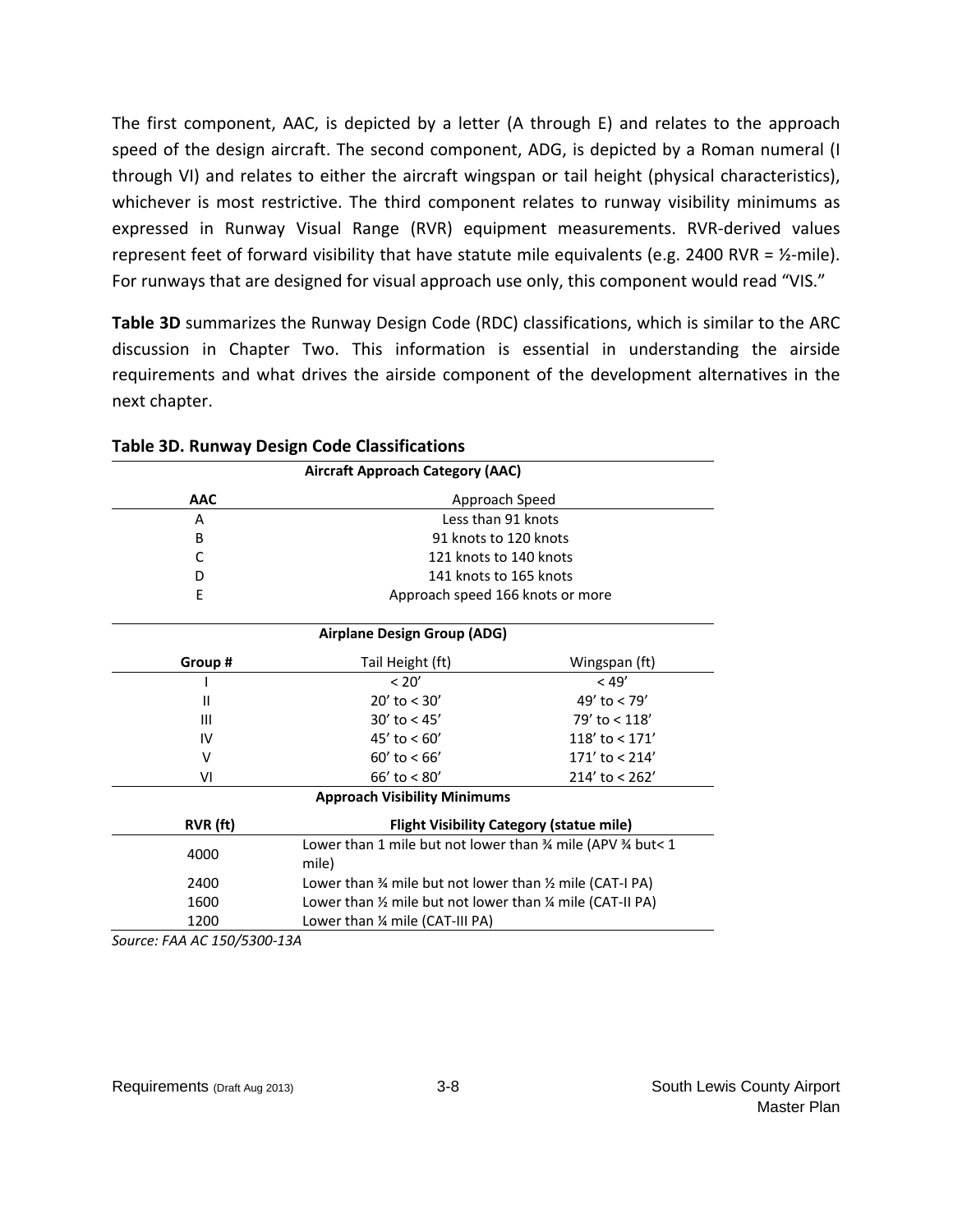The first component, AAC, is depicted by a letter (A through E) and relates to the approach speed of the design aircraft. The second component, ADG, is depicted by a Roman numeral (I through VI) and relates to either the aircraft wingspan or tail height (physical characteristics), whichever is most restrictive. The third component relates to runway visibility minimums as expressed in Runway Visual Range (RVR) equipment measurements. RVR-derived values represent feet of forward visibility that have statute mile equivalents (e.g. 2400 RVR = ½-mile). For runways that are designed for visual approach use only, this component would read "VIS."

**Table 3D** summarizes the Runway Design Code (RDC) classifications, which is similar to the ARC discussion in Chapter Two. This information is essential in understanding the airside requirements and what drives the airside component of the development alternatives in the next chapter.

**Table 3D. Runway Design Code Classifications**

| **Aircraft Approach Category (AAC)** | | |
|---|---|---|
| **AAC** | Approach Speed | |
| A | Less than 91 knots | |
| B | 91 knots to 120 knots | |
| C | 121 knots to 140 knots | |
| D | 141 knots to 165 knots | |
| E | Approach speed 166 knots or more | |
| **Airplane Design Group (ADG)** | | |
| **Group #** | Tail Height (ft) | Wingspan (ft) |
| I | < 20' | < 49' |
| II | 20' to < 30' | 49' to < 79' |
| III | 30' to < 45' | 79' to < 118' |
| IV | 45' to < 60' | 118' to < 171' |
| V | 60' to < 66' | 171' to < 214' |
| VI | 66' to < 80' | 214' to < 262' |
| **Approach Visibility Minimums** | | |
| **RVR (ft)** | **Flight Visibility Category (statue mile)** | |
| 4000 | Lower than 1 mile but not lower than ¾ mile (APV ¾ but< 1 mile) | |
| 2400 | Lower than ¾ mile but not lower than ½ mile (CAT-I PA) | |
| 1600 | Lower than ½ mile but not lower than ¼ mile (CAT-II PA) | |
| 1200 | Lower than ¼ mile (CAT-III PA) | |

*Source: FAA AC 150/5300-13A*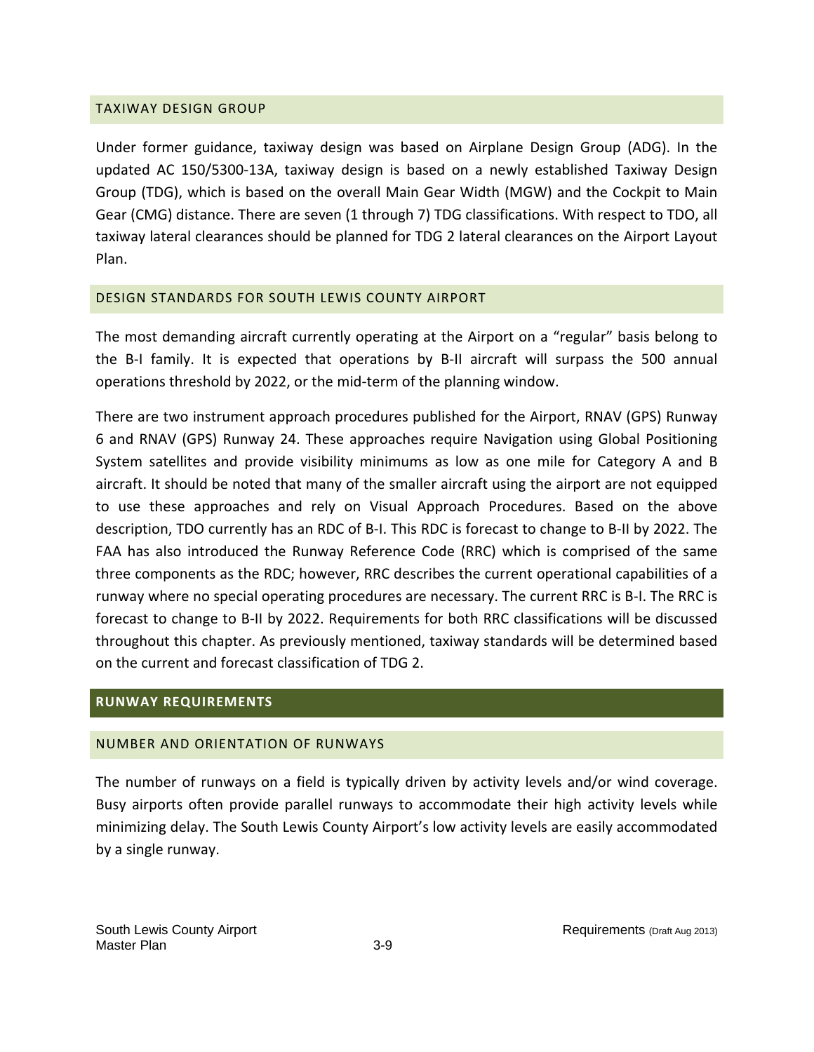### TAXIWAY DESIGN GROUP

Under former guidance, taxiway design was based on Airplane Design Group (ADG). In the updated AC 150/5300-13A, taxiway design is based on a newly established Taxiway Design Group (TDG), which is based on the overall Main Gear Width (MGW) and the Cockpit to Main Gear (CMG) distance. There are seven (1 through 7) TDG classifications. With respect to TDO, all taxiway lateral clearances should be planned for TDG 2 lateral clearances on the Airport Layout Plan.

### DESIGN STANDARDS FOR SOUTH LEWIS COUNTY AIRPORT

The most demanding aircraft currently operating at the Airport on a "regular" basis belong to the B-I family. It is expected that operations by B-II aircraft will surpass the 500 annual operations threshold by 2022, or the mid-term of the planning window.

There are two instrument approach procedures published for the Airport, RNAV (GPS) Runway 6 and RNAV (GPS) Runway 24. These approaches require Navigation using Global Positioning System satellites and provide visibility minimums as low as one mile for Category A and B aircraft. It should be noted that many of the smaller aircraft using the airport are not equipped to use these approaches and rely on Visual Approach Procedures. Based on the above description, TDO currently has an RDC of B-I. This RDC is forecast to change to B-II by 2022. The FAA has also introduced the Runway Reference Code (RRC) which is comprised of the same three components as the RDC; however, RRC describes the current operational capabilities of a runway where no special operating procedures are necessary. The current RRC is B-I. The RRC is forecast to change to B-II by 2022. Requirements for both RRC classifications will be discussed throughout this chapter. As previously mentioned, taxiway standards will be determined based on the current and forecast classification of TDG 2.

## RUNWAY REQUIREMENTS

### NUMBER AND ORIENTATION OF RUNWAYS

The number of runways on a field is typically driven by activity levels and/or wind coverage. Busy airports often provide parallel runways to accommodate their high activity levels while minimizing delay. The South Lewis County Airport's low activity levels are easily accommodated by a single runway.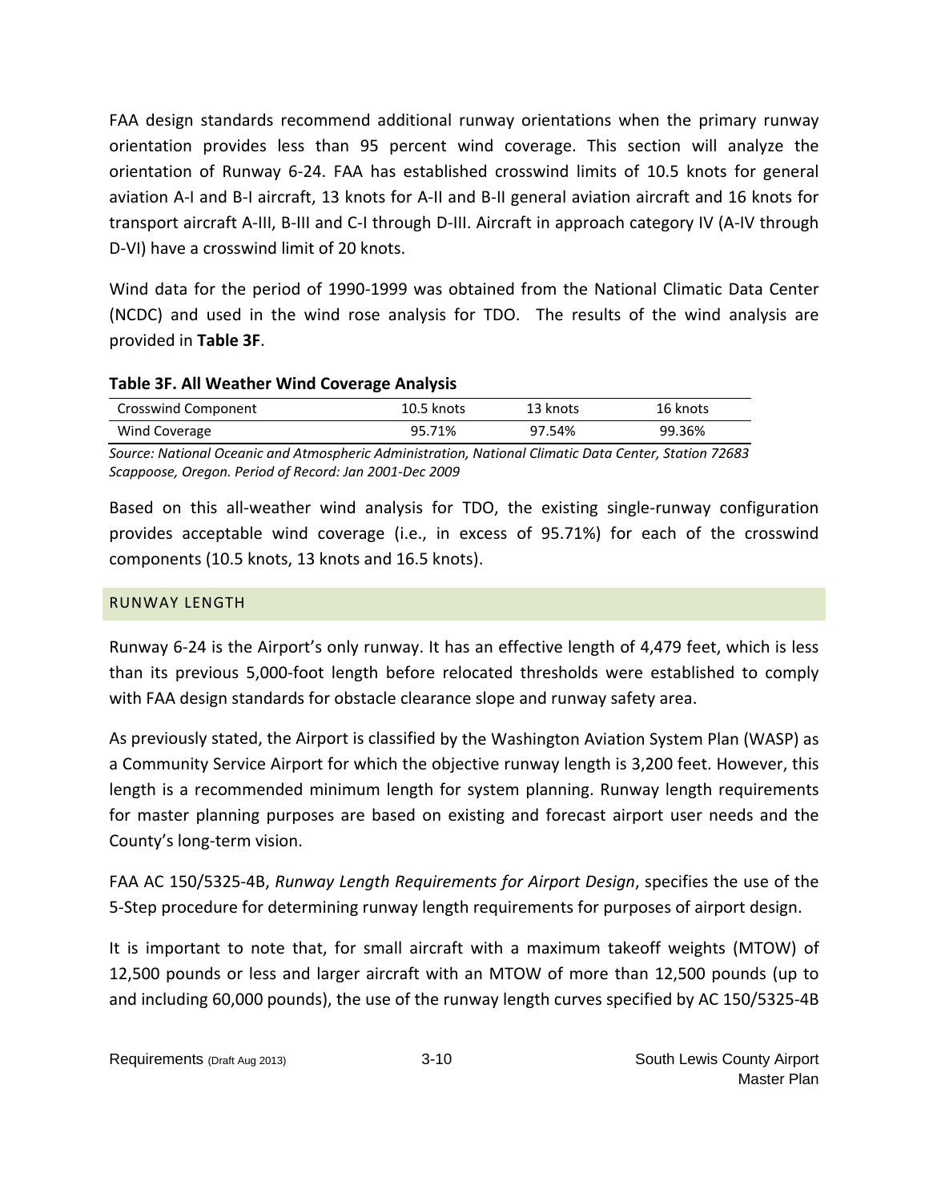FAA design standards recommend additional runway orientations when the primary runway orientation provides less than 95 percent wind coverage. This section will analyze the orientation of Runway 6-24. FAA has established crosswind limits of 10.5 knots for general aviation A-I and B-I aircraft, 13 knots for A-II and B-II general aviation aircraft and 16 knots for transport aircraft A-III, B-III and C-I through D-III. Aircraft in approach category IV (A-IV through D-VI) have a crosswind limit of 20 knots.

Wind data for the period of 1990-1999 was obtained from the National Climatic Data Center (NCDC) and used in the wind rose analysis for TDO. The results of the wind analysis are provided in **Table 3F**.

**Table 3F. All Weather Wind Coverage Analysis**

| Crosswind Component | 10.5 knots | 13 knots | 16 knots |
|---|---|---|---|
| Wind Coverage | 95.71% | 97.54% | 99.36% |

*Source: National Oceanic and Atmospheric Administration, National Climatic Data Center, Station 72683 Scappoose, Oregon. Period of Record: Jan 2001-Dec 2009*

Based on this all-weather wind analysis for TDO, the existing single-runway configuration provides acceptable wind coverage (i.e., in excess of 95.71%) for each of the crosswind components (10.5 knots, 13 knots and 16.5 knots).

## RUNWAY LENGTH

Runway 6-24 is the Airport's only runway. It has an effective length of 4,479 feet, which is less than its previous 5,000-foot length before relocated thresholds were established to comply with FAA design standards for obstacle clearance slope and runway safety area.

As previously stated, the Airport is classified by the Washington Aviation System Plan (WASP) as a Community Service Airport for which the objective runway length is 3,200 feet. However, this length is a recommended minimum length for system planning. Runway length requirements for master planning purposes are based on existing and forecast airport user needs and the County's long-term vision.

FAA AC 150/5325-4B, *Runway Length Requirements for Airport Design*, specifies the use of the 5-Step procedure for determining runway length requirements for purposes of airport design.

It is important to note that, for small aircraft with a maximum takeoff weights (MTOW) of 12,500 pounds or less and larger aircraft with an MTOW of more than 12,500 pounds (up to and including 60,000 pounds), the use of the runway length curves specified by AC 150/5325-4B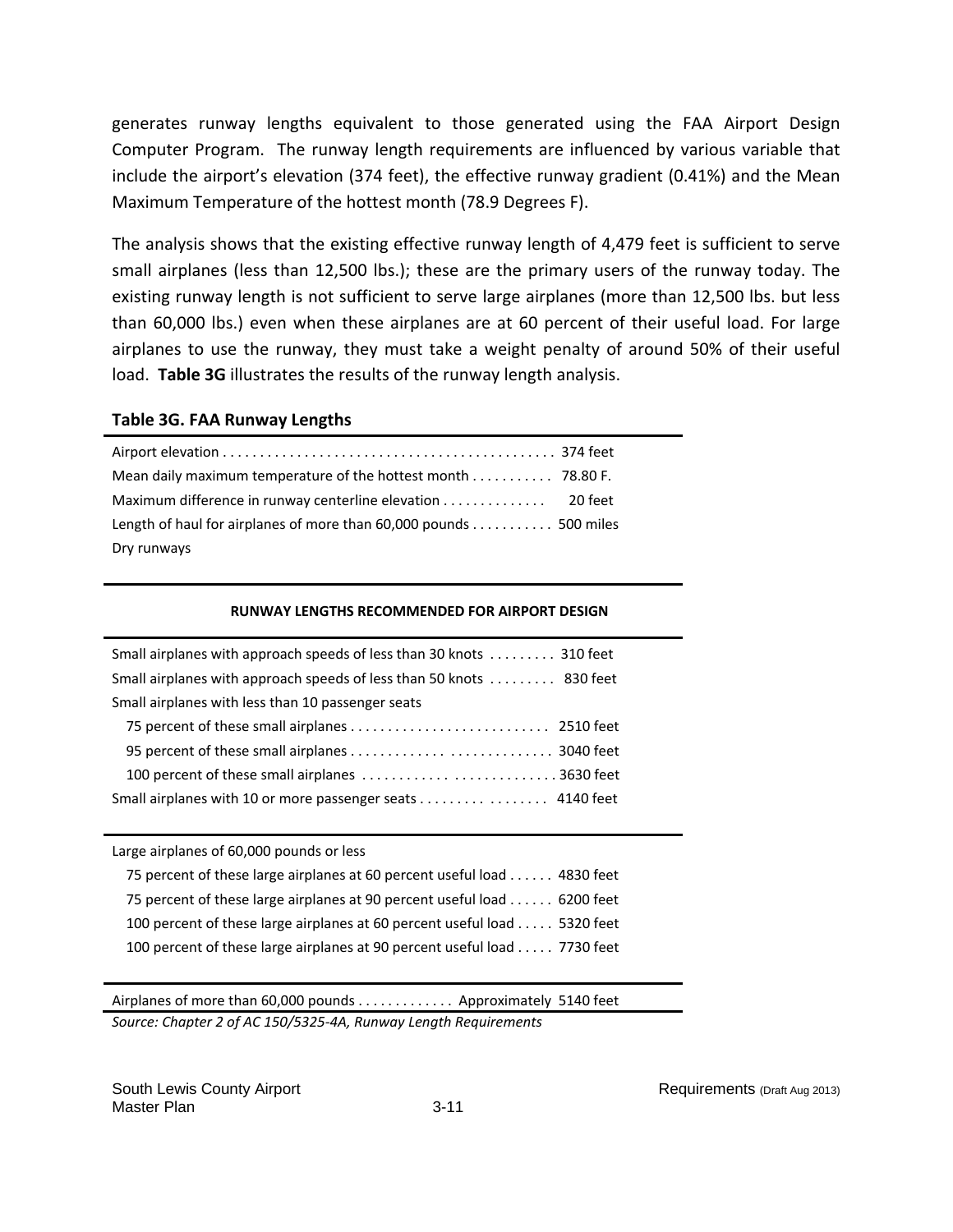generates runway lengths equivalent to those generated using the FAA Airport Design Computer Program. The runway length requirements are influenced by various variable that include the airport's elevation (374 feet), the effective runway gradient (0.41%) and the Mean Maximum Temperature of the hottest month (78.9 Degrees F).

The analysis shows that the existing effective runway length of 4,479 feet is sufficient to serve small airplanes (less than 12,500 lbs.); these are the primary users of the runway today. The existing runway length is not sufficient to serve large airplanes (more than 12,500 lbs. but less than 60,000 lbs.) even when these airplanes are at 60 percent of their useful load. For large airplanes to use the runway, they must take a weight penalty of around 50% of their useful load. **Table 3G** illustrates the results of the runway length analysis.

### Table 3G. FAA Runway Lengths

| | |
|---|---|
| Airport elevation | 374 feet |
| Mean daily maximum temperature of the hottest month | 78.80 F. |
| Maximum difference in runway centerline elevation | 20 feet |
| Length of haul for airplanes of more than 60,000 pounds | 500 miles |
| Dry runways | |
| **RUNWAY LENGTHS RECOMMENDED FOR AIRPORT DESIGN** | |
| Small airplanes with approach speeds of less than 30 knots | 310 feet |
| Small airplanes with approach speeds of less than 50 knots | 830 feet |
| Small airplanes with less than 10 passenger seats | |
| 75 percent of these small airplanes | 2510 feet |
| 95 percent of these small airplanes | 3040 feet |
| 100 percent of these small airplanes | 3630 feet |
| Small airplanes with 10 or more passenger seats | 4140 feet |
| Large airplanes of 60,000 pounds or less | |
| 75 percent of these large airplanes at 60 percent useful load | 4830 feet |
| 75 percent of these large airplanes at 90 percent useful load | 6200 feet |
| 100 percent of these large airplanes at 60 percent useful load | 5320 feet |
| 100 percent of these large airplanes at 90 percent useful load | 7730 feet |
| Airplanes of more than 60,000 pounds | Approximately 5140 feet |

*Source: Chapter 2 of AC 150/5325-4A, Runway Length Requirements*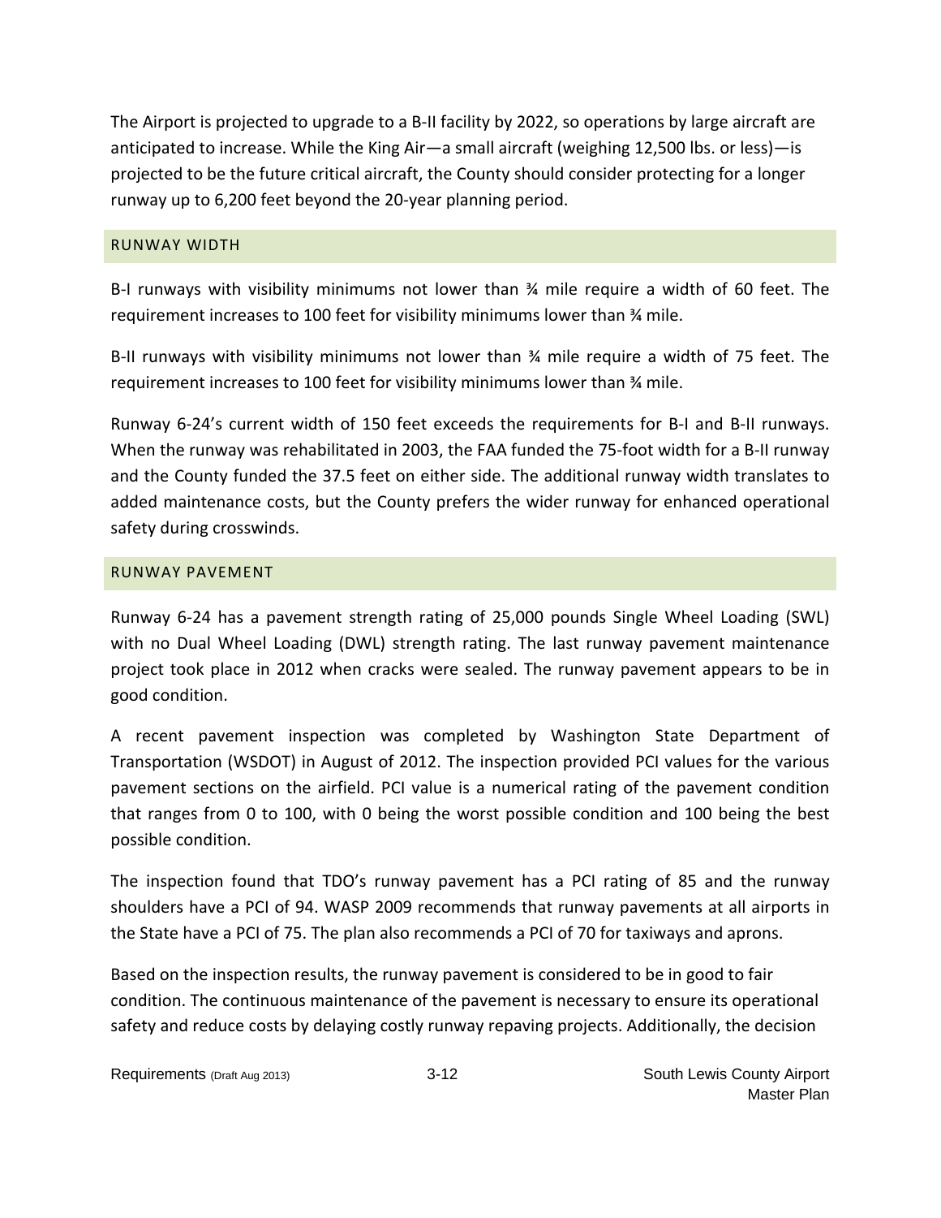The Airport is projected to upgrade to a B-II facility by 2022, so operations by large aircraft are anticipated to increase. While the King Air—a small aircraft (weighing 12,500 lbs. or less)—is projected to be the future critical aircraft, the County should consider protecting for a longer runway up to 6,200 feet beyond the 20-year planning period.

### RUNWAY WIDTH

B-I runways with visibility minimums not lower than ¾ mile require a width of 60 feet. The requirement increases to 100 feet for visibility minimums lower than ¾ mile.

B-II runways with visibility minimums not lower than ¾ mile require a width of 75 feet. The requirement increases to 100 feet for visibility minimums lower than ¾ mile.

Runway 6-24's current width of 150 feet exceeds the requirements for B-I and B-II runways. When the runway was rehabilitated in 2003, the FAA funded the 75-foot width for a B-II runway and the County funded the 37.5 feet on either side. The additional runway width translates to added maintenance costs, but the County prefers the wider runway for enhanced operational safety during crosswinds.

### RUNWAY PAVEMENT

Runway 6-24 has a pavement strength rating of 25,000 pounds Single Wheel Loading (SWL) with no Dual Wheel Loading (DWL) strength rating. The last runway pavement maintenance project took place in 2012 when cracks were sealed. The runway pavement appears to be in good condition.

A recent pavement inspection was completed by Washington State Department of Transportation (WSDOT) in August of 2012. The inspection provided PCI values for the various pavement sections on the airfield. PCI value is a numerical rating of the pavement condition that ranges from 0 to 100, with 0 being the worst possible condition and 100 being the best possible condition.

The inspection found that TDO's runway pavement has a PCI rating of 85 and the runway shoulders have a PCI of 94. WASP 2009 recommends that runway pavements at all airports in the State have a PCI of 75. The plan also recommends a PCI of 70 for taxiways and aprons.

Based on the inspection results, the runway pavement is considered to be in good to fair condition. The continuous maintenance of the pavement is necessary to ensure its operational safety and reduce costs by delaying costly runway repaving projects. Additionally, the decision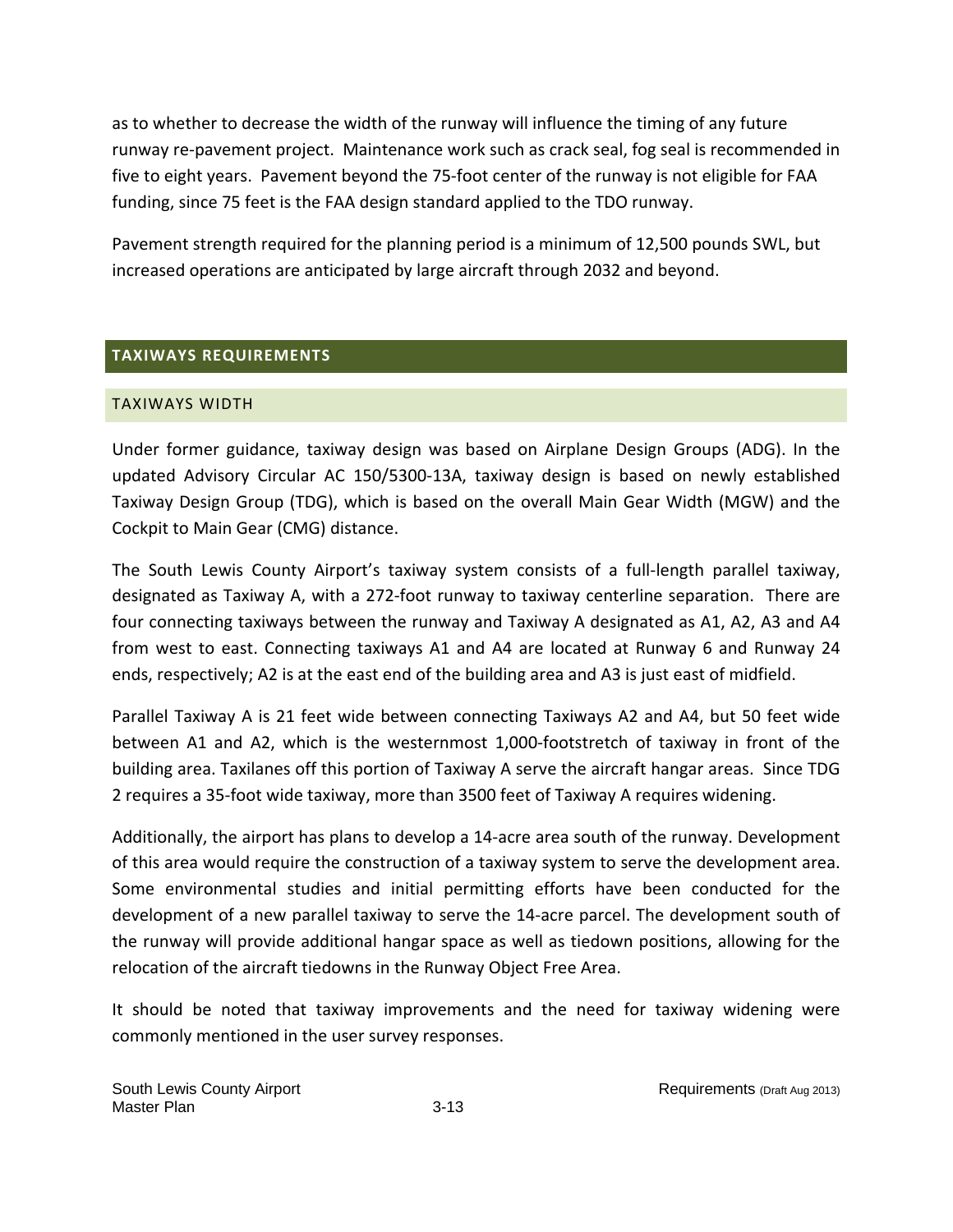as to whether to decrease the width of the runway will influence the timing of any future runway re-pavement project. Maintenance work such as crack seal, fog seal is recommended in five to eight years. Pavement beyond the 75-foot center of the runway is not eligible for FAA funding, since 75 feet is the FAA design standard applied to the TDO runway.

Pavement strength required for the planning period is a minimum of 12,500 pounds SWL, but increased operations are anticipated by large aircraft through 2032 and beyond.

## TAXIWAYS REQUIREMENTS

### TAXIWAYS WIDTH

Under former guidance, taxiway design was based on Airplane Design Groups (ADG). In the updated Advisory Circular AC 150/5300-13A, taxiway design is based on newly established Taxiway Design Group (TDG), which is based on the overall Main Gear Width (MGW) and the Cockpit to Main Gear (CMG) distance.

The South Lewis County Airport's taxiway system consists of a full-length parallel taxiway, designated as Taxiway A, with a 272-foot runway to taxiway centerline separation. There are four connecting taxiways between the runway and Taxiway A designated as A1, A2, A3 and A4 from west to east. Connecting taxiways A1 and A4 are located at Runway 6 and Runway 24 ends, respectively; A2 is at the east end of the building area and A3 is just east of midfield.

Parallel Taxiway A is 21 feet wide between connecting Taxiways A2 and A4, but 50 feet wide between A1 and A2, which is the westernmost 1,000-footstretch of taxiway in front of the building area. Taxilanes off this portion of Taxiway A serve the aircraft hangar areas. Since TDG 2 requires a 35-foot wide taxiway, more than 3500 feet of Taxiway A requires widening.

Additionally, the airport has plans to develop a 14-acre area south of the runway. Development of this area would require the construction of a taxiway system to serve the development area. Some environmental studies and initial permitting efforts have been conducted for the development of a new parallel taxiway to serve the 14-acre parcel. The development south of the runway will provide additional hangar space as well as tiedown positions, allowing for the relocation of the aircraft tiedowns in the Runway Object Free Area.

It should be noted that taxiway improvements and the need for taxiway widening were commonly mentioned in the user survey responses.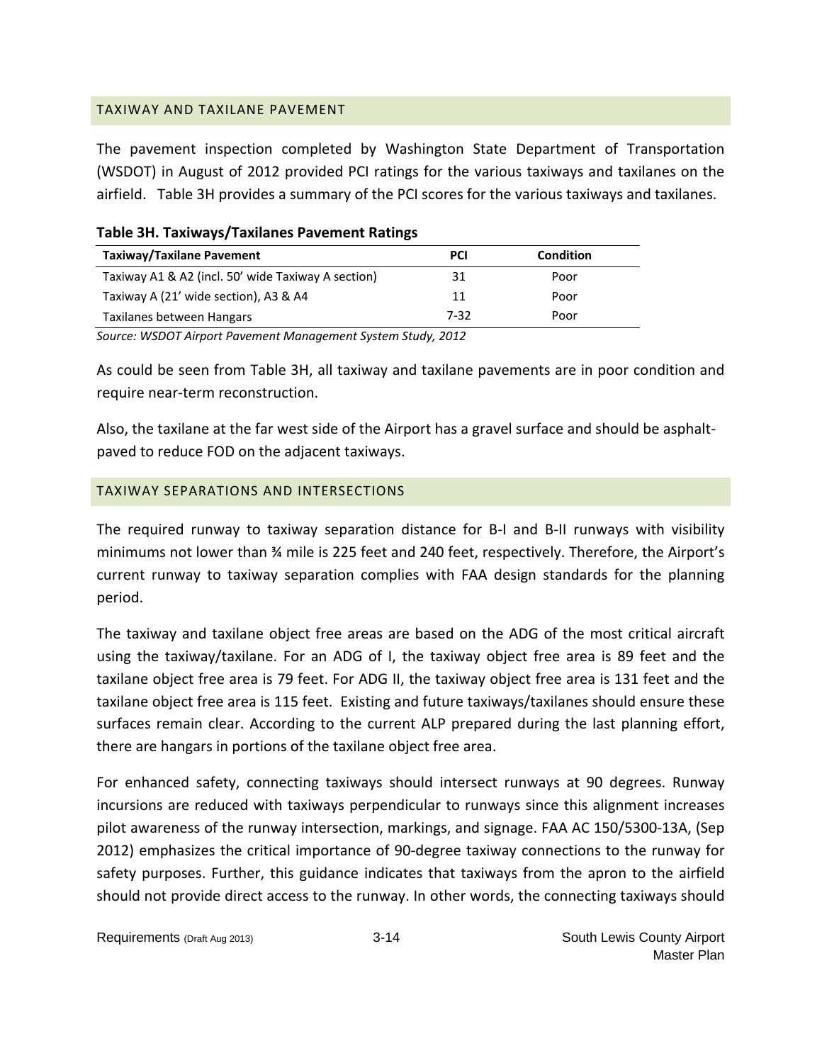## TAXIWAY AND TAXILANE PAVEMENT

The pavement inspection completed by Washington State Department of Transportation (WSDOT) in August of 2012 provided PCI ratings for the various taxiways and taxilanes on the airfield. Table 3H provides a summary of the PCI scores for the various taxiways and taxilanes.

**Table 3H. Taxiways/Taxilanes Pavement Ratings**

| Taxiway/Taxilane Pavement | PCI | Condition |
|---|---|---|
| Taxiway A1 & A2 (incl. 50' wide Taxiway A section) | 31 | Poor |
| Taxiway A (21' wide section), A3 & A4 | 11 | Poor |
| Taxilanes between Hangars | 7-32 | Poor |

*Source: WSDOT Airport Pavement Management System Study, 2012*

As could be seen from Table 3H, all taxiway and taxilane pavements are in poor condition and require near-term reconstruction.

Also, the taxilane at the far west side of the Airport has a gravel surface and should be asphalt-paved to reduce FOD on the adjacent taxiways.

## TAXIWAY SEPARATIONS AND INTERSECTIONS

The required runway to taxiway separation distance for B-I and B-II runways with visibility minimums not lower than ¾ mile is 225 feet and 240 feet, respectively. Therefore, the Airport's current runway to taxiway separation complies with FAA design standards for the planning period.

The taxiway and taxilane object free areas are based on the ADG of the most critical aircraft using the taxiway/taxilane. For an ADG of I, the taxiway object free area is 89 feet and the taxilane object free area is 79 feet. For ADG II, the taxiway object free area is 131 feet and the taxilane object free area is 115 feet. Existing and future taxiways/taxilanes should ensure these surfaces remain clear. According to the current ALP prepared during the last planning effort, there are hangars in portions of the taxilane object free area.

For enhanced safety, connecting taxiways should intersect runways at 90 degrees. Runway incursions are reduced with taxiways perpendicular to runways since this alignment increases pilot awareness of the runway intersection, markings, and signage. FAA AC 150/5300-13A, (Sep 2012) emphasizes the critical importance of 90-degree taxiway connections to the runway for safety purposes. Further, this guidance indicates that taxiways from the apron to the airfield should not provide direct access to the runway. In other words, the connecting taxiways should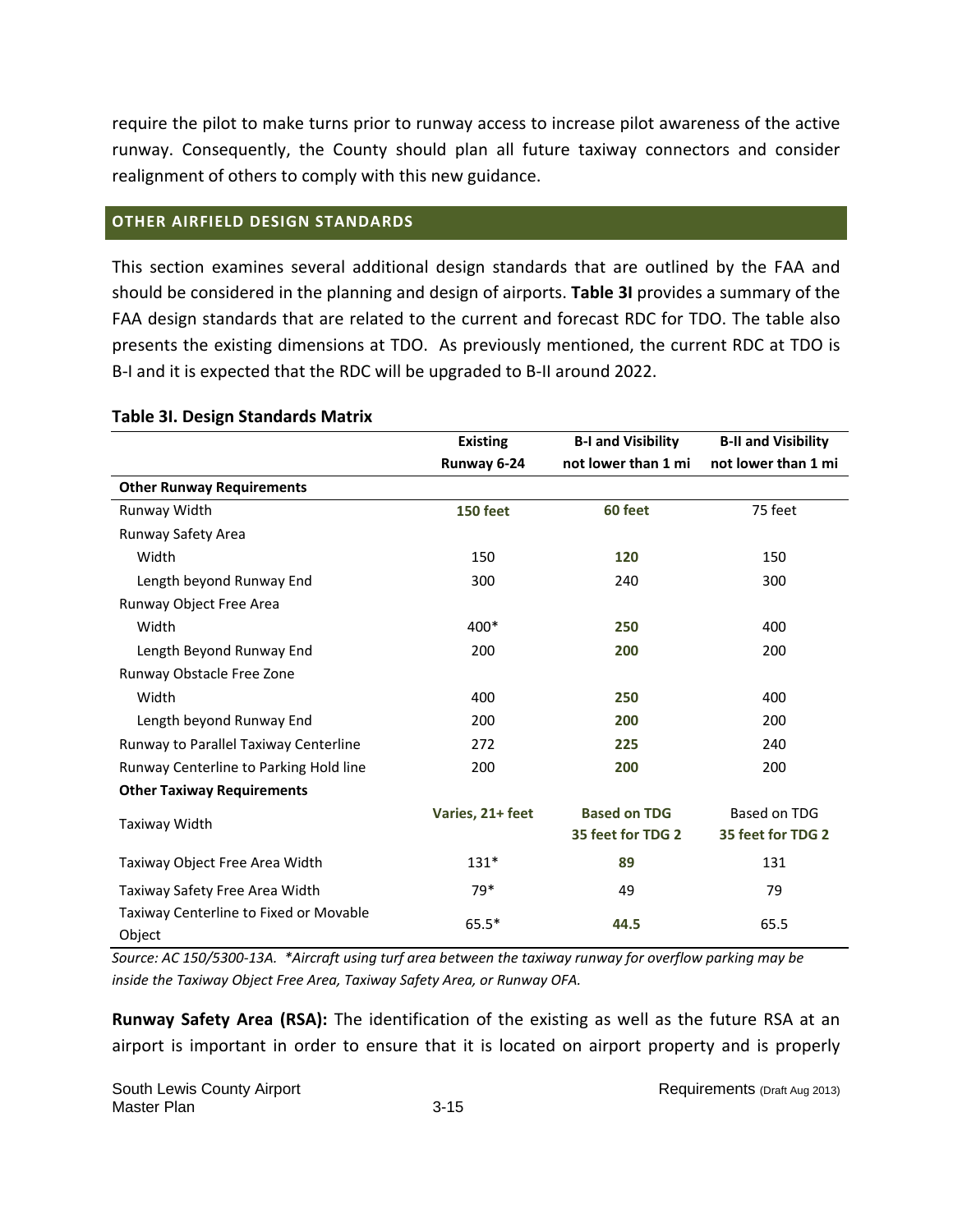require the pilot to make turns prior to runway access to increase pilot awareness of the active runway. Consequently, the County should plan all future taxiway connectors and consider realignment of others to comply with this new guidance.

## OTHER AIRFIELD DESIGN STANDARDS

This section examines several additional design standards that are outlined by the FAA and should be considered in the planning and design of airports. **Table 3I** provides a summary of the FAA design standards that are related to the current and forecast RDC for TDO. The table also presents the existing dimensions at TDO. As previously mentioned, the current RDC at TDO is B-I and it is expected that the RDC will be upgraded to B-II around 2022.

**Table 3I. Design Standards Matrix**

| | Existing Runway 6-24 | B-I and Visibility not lower than 1 mi | B-II and Visibility not lower than 1 mi |
|---|---|---|---|
| **Other Runway Requirements** | | | |
| Runway Width | **150 feet** | **60 feet** | 75 feet |
| Runway Safety Area | | | |
| Width | 150 | **120** | 150 |
| Length beyond Runway End | 300 | 240 | 300 |
| Runway Object Free Area | | | |
| Width | 400* | **250** | 400 |
| Length Beyond Runway End | 200 | **200** | 200 |
| Runway Obstacle Free Zone | | | |
| Width | 400 | **250** | 400 |
| Length beyond Runway End | 200 | **200** | 200 |
| Runway to Parallel Taxiway Centerline | 272 | **225** | 240 |
| Runway Centerline to Parking Hold line | 200 | **200** | 200 |
| **Other Taxiway Requirements** | | | |
| Taxiway Width | **Varies, 21+ feet** | **Based on TDG 35 feet for TDG 2** | Based on TDG **35 feet for TDG 2** |
| Taxiway Object Free Area Width | 131* | **89** | 131 |
| Taxiway Safety Free Area Width | 79* | 49 | 79 |
| Taxiway Centerline to Fixed or Movable Object | 65.5* | **44.5** | 65.5 |

*Source: AC 150/5300-13A. *Aircraft using turf area between the taxiway runway for overflow parking may be inside the Taxiway Object Free Area, Taxiway Safety Area, or Runway OFA.*

**Runway Safety Area (RSA):** The identification of the existing as well as the future RSA at an airport is important in order to ensure that it is located on airport property and is properly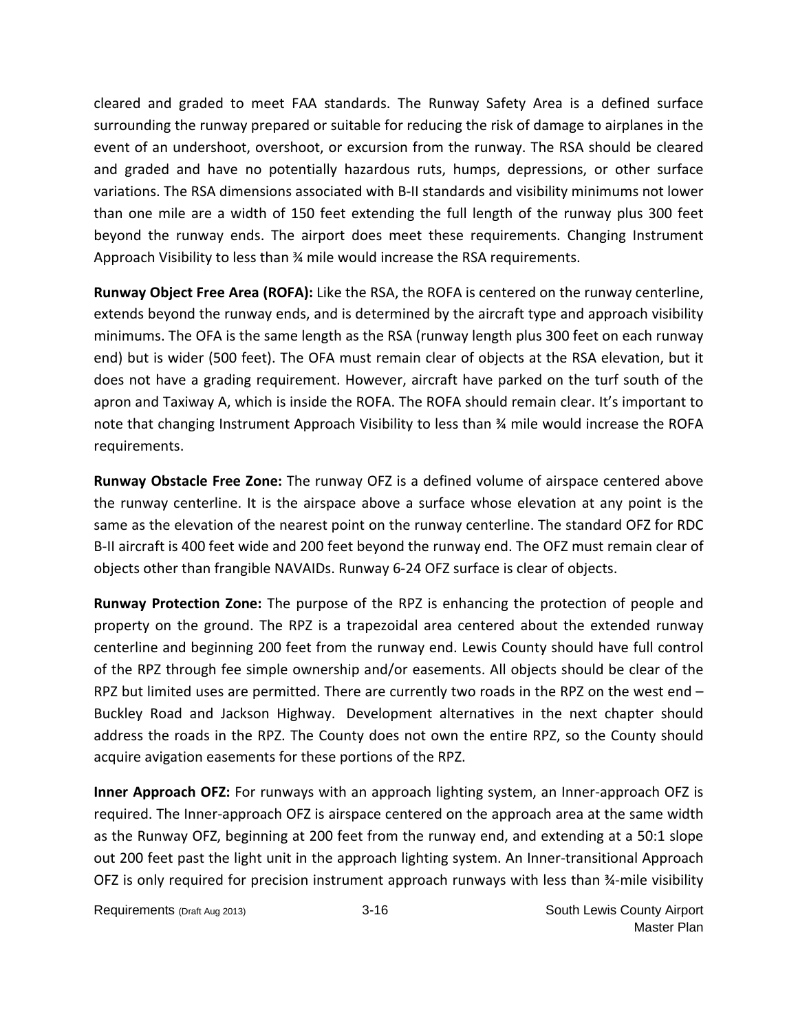cleared and graded to meet FAA standards. The Runway Safety Area is a defined surface surrounding the runway prepared or suitable for reducing the risk of damage to airplanes in the event of an undershoot, overshoot, or excursion from the runway. The RSA should be cleared and graded and have no potentially hazardous ruts, humps, depressions, or other surface variations. The RSA dimensions associated with B-II standards and visibility minimums not lower than one mile are a width of 150 feet extending the full length of the runway plus 300 feet beyond the runway ends. The airport does meet these requirements. Changing Instrument Approach Visibility to less than ¾ mile would increase the RSA requirements.

**Runway Object Free Area (ROFA):** Like the RSA, the ROFA is centered on the runway centerline, extends beyond the runway ends, and is determined by the aircraft type and approach visibility minimums. The OFA is the same length as the RSA (runway length plus 300 feet on each runway end) but is wider (500 feet). The OFA must remain clear of objects at the RSA elevation, but it does not have a grading requirement. However, aircraft have parked on the turf south of the apron and Taxiway A, which is inside the ROFA. The ROFA should remain clear. It's important to note that changing Instrument Approach Visibility to less than ¾ mile would increase the ROFA requirements.

**Runway Obstacle Free Zone:** The runway OFZ is a defined volume of airspace centered above the runway centerline. It is the airspace above a surface whose elevation at any point is the same as the elevation of the nearest point on the runway centerline. The standard OFZ for RDC B-II aircraft is 400 feet wide and 200 feet beyond the runway end. The OFZ must remain clear of objects other than frangible NAVAIDs. Runway 6-24 OFZ surface is clear of objects.

**Runway Protection Zone:** The purpose of the RPZ is enhancing the protection of people and property on the ground. The RPZ is a trapezoidal area centered about the extended runway centerline and beginning 200 feet from the runway end. Lewis County should have full control of the RPZ through fee simple ownership and/or easements. All objects should be clear of the RPZ but limited uses are permitted. There are currently two roads in the RPZ on the west end – Buckley Road and Jackson Highway. Development alternatives in the next chapter should address the roads in the RPZ. The County does not own the entire RPZ, so the County should acquire avigation easements for these portions of the RPZ.

**Inner Approach OFZ:** For runways with an approach lighting system, an Inner-approach OFZ is required. The Inner-approach OFZ is airspace centered on the approach area at the same width as the Runway OFZ, beginning at 200 feet from the runway end, and extending at a 50:1 slope out 200 feet past the light unit in the approach lighting system. An Inner-transitional Approach OFZ is only required for precision instrument approach runways with less than ¾-mile visibility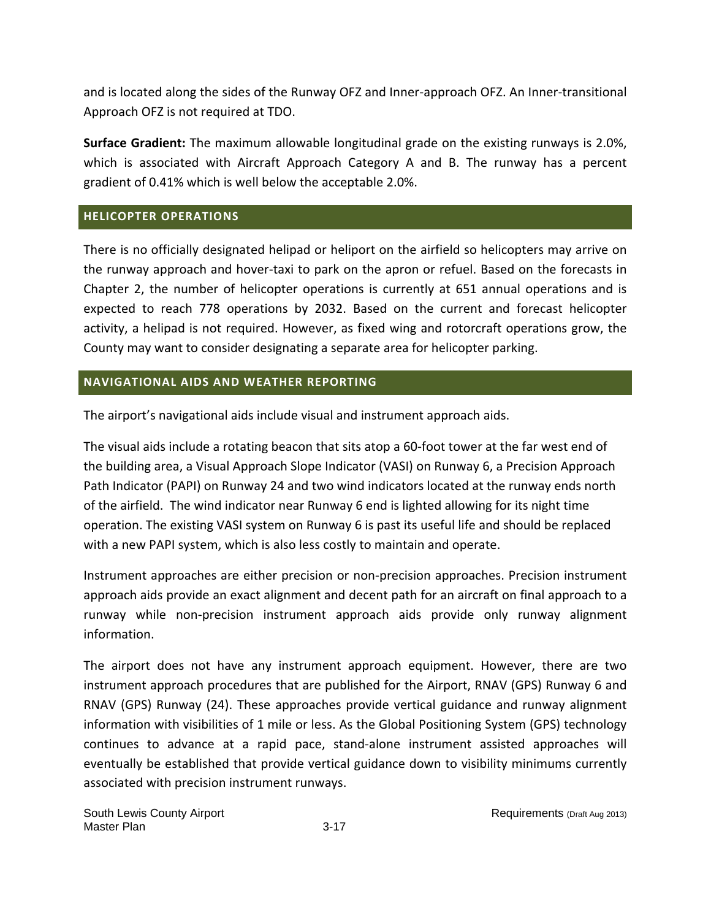and is located along the sides of the Runway OFZ and Inner-approach OFZ. An Inner-transitional Approach OFZ is not required at TDO.

**Surface Gradient:** The maximum allowable longitudinal grade on the existing runways is 2.0%, which is associated with Aircraft Approach Category A and B. The runway has a percent gradient of 0.41% which is well below the acceptable 2.0%.

## HELICOPTER OPERATIONS

There is no officially designated helipad or heliport on the airfield so helicopters may arrive on the runway approach and hover-taxi to park on the apron or refuel. Based on the forecasts in Chapter 2, the number of helicopter operations is currently at 651 annual operations and is expected to reach 778 operations by 2032. Based on the current and forecast helicopter activity, a helipad is not required. However, as fixed wing and rotorcraft operations grow, the County may want to consider designating a separate area for helicopter parking.

## NAVIGATIONAL AIDS AND WEATHER REPORTING

The airport's navigational aids include visual and instrument approach aids.

The visual aids include a rotating beacon that sits atop a 60-foot tower at the far west end of the building area, a Visual Approach Slope Indicator (VASI) on Runway 6, a Precision Approach Path Indicator (PAPI) on Runway 24 and two wind indicators located at the runway ends north of the airfield. The wind indicator near Runway 6 end is lighted allowing for its night time operation. The existing VASI system on Runway 6 is past its useful life and should be replaced with a new PAPI system, which is also less costly to maintain and operate.

Instrument approaches are either precision or non-precision approaches. Precision instrument approach aids provide an exact alignment and decent path for an aircraft on final approach to a runway while non-precision instrument approach aids provide only runway alignment information.

The airport does not have any instrument approach equipment. However, there are two instrument approach procedures that are published for the Airport, RNAV (GPS) Runway 6 and RNAV (GPS) Runway (24). These approaches provide vertical guidance and runway alignment information with visibilities of 1 mile or less. As the Global Positioning System (GPS) technology continues to advance at a rapid pace, stand-alone instrument assisted approaches will eventually be established that provide vertical guidance down to visibility minimums currently associated with precision instrument runways.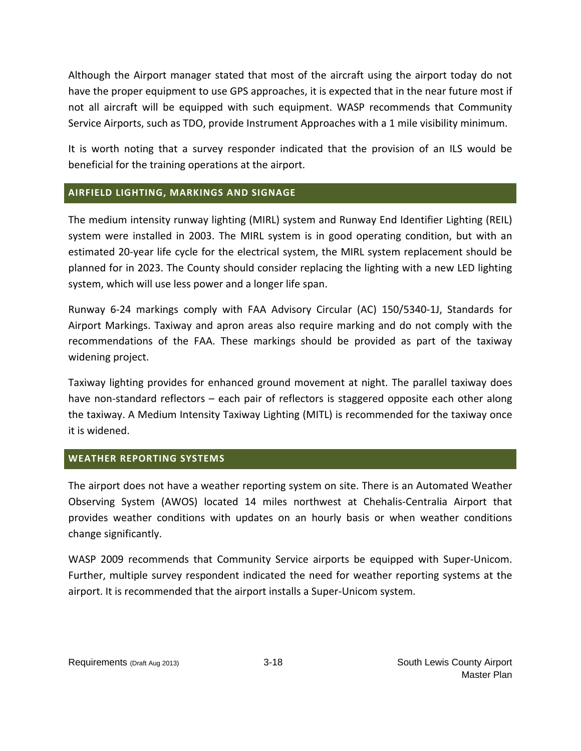Although the Airport manager stated that most of the aircraft using the airport today do not have the proper equipment to use GPS approaches, it is expected that in the near future most if not all aircraft will be equipped with such equipment. WASP recommends that Community Service Airports, such as TDO, provide Instrument Approaches with a 1 mile visibility minimum.

It is worth noting that a survey responder indicated that the provision of an ILS would be beneficial for the training operations at the airport.

## AIRFIELD LIGHTING, MARKINGS AND SIGNAGE

The medium intensity runway lighting (MIRL) system and Runway End Identifier Lighting (REIL) system were installed in 2003. The MIRL system is in good operating condition, but with an estimated 20-year life cycle for the electrical system, the MIRL system replacement should be planned for in 2023. The County should consider replacing the lighting with a new LED lighting system, which will use less power and a longer life span.

Runway 6-24 markings comply with FAA Advisory Circular (AC) 150/5340-1J, Standards for Airport Markings. Taxiway and apron areas also require marking and do not comply with the recommendations of the FAA. These markings should be provided as part of the taxiway widening project.

Taxiway lighting provides for enhanced ground movement at night. The parallel taxiway does have non-standard reflectors – each pair of reflectors is staggered opposite each other along the taxiway. A Medium Intensity Taxiway Lighting (MITL) is recommended for the taxiway once it is widened.

## WEATHER REPORTING SYSTEMS

The airport does not have a weather reporting system on site. There is an Automated Weather Observing System (AWOS) located 14 miles northwest at Chehalis-Centralia Airport that provides weather conditions with updates on an hourly basis or when weather conditions change significantly.

WASP 2009 recommends that Community Service airports be equipped with Super-Unicom. Further, multiple survey respondent indicated the need for weather reporting systems at the airport. It is recommended that the airport installs a Super-Unicom system.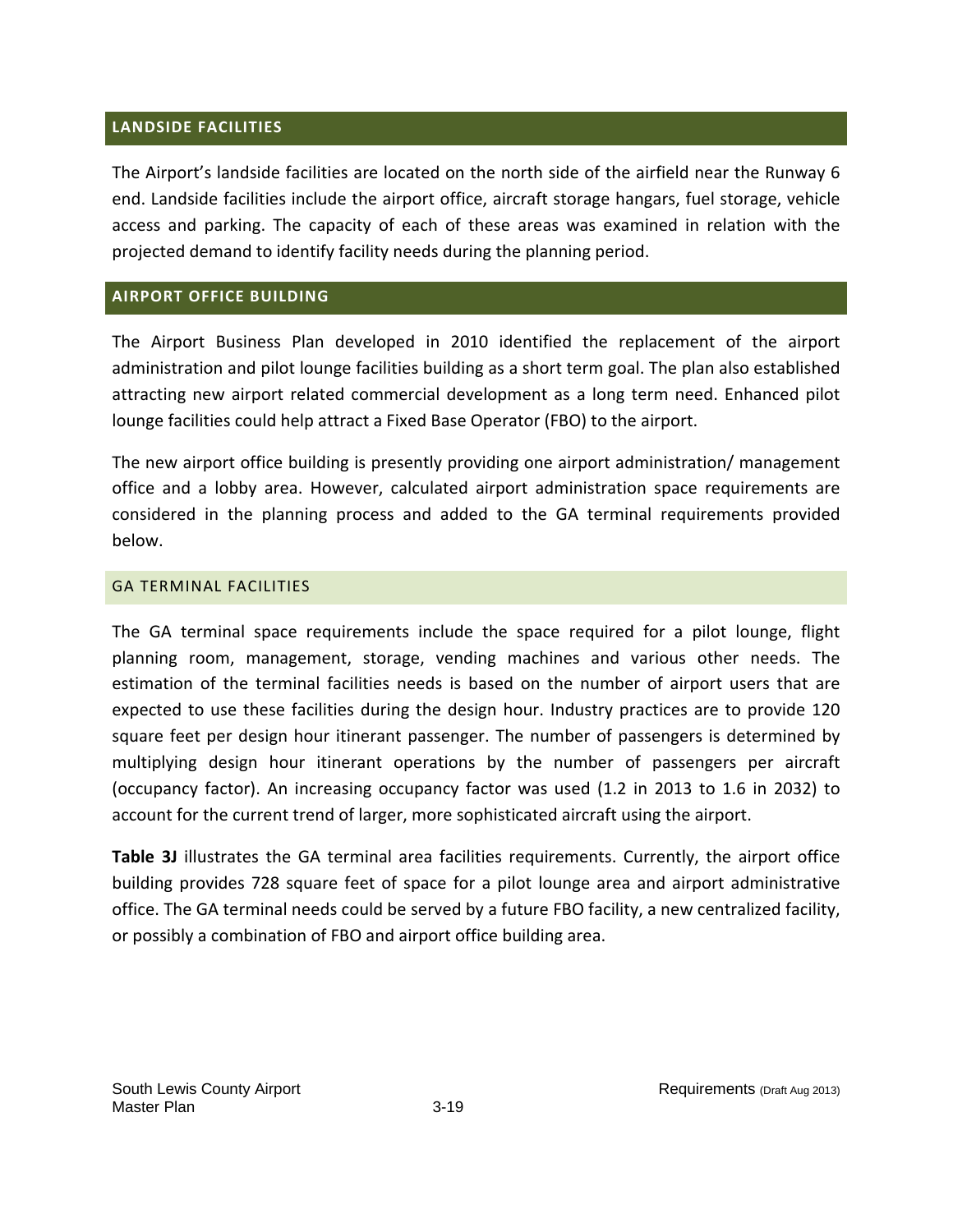## LANDSIDE FACILITIES

The Airport's landside facilities are located on the north side of the airfield near the Runway 6 end. Landside facilities include the airport office, aircraft storage hangars, fuel storage, vehicle access and parking. The capacity of each of these areas was examined in relation with the projected demand to identify facility needs during the planning period.

## AIRPORT OFFICE BUILDING

The Airport Business Plan developed in 2010 identified the replacement of the airport administration and pilot lounge facilities building as a short term goal. The plan also established attracting new airport related commercial development as a long term need. Enhanced pilot lounge facilities could help attract a Fixed Base Operator (FBO) to the airport.

The new airport office building is presently providing one airport administration/ management office and a lobby area. However, calculated airport administration space requirements are considered in the planning process and added to the GA terminal requirements provided below.

### GA TERMINAL FACILITIES

The GA terminal space requirements include the space required for a pilot lounge, flight planning room, management, storage, vending machines and various other needs. The estimation of the terminal facilities needs is based on the number of airport users that are expected to use these facilities during the design hour. Industry practices are to provide 120 square feet per design hour itinerant passenger. The number of passengers is determined by multiplying design hour itinerant operations by the number of passengers per aircraft (occupancy factor). An increasing occupancy factor was used (1.2 in 2013 to 1.6 in 2032) to account for the current trend of larger, more sophisticated aircraft using the airport.

**Table 3J** illustrates the GA terminal area facilities requirements. Currently, the airport office building provides 728 square feet of space for a pilot lounge area and airport administrative office. The GA terminal needs could be served by a future FBO facility, a new centralized facility, or possibly a combination of FBO and airport office building area.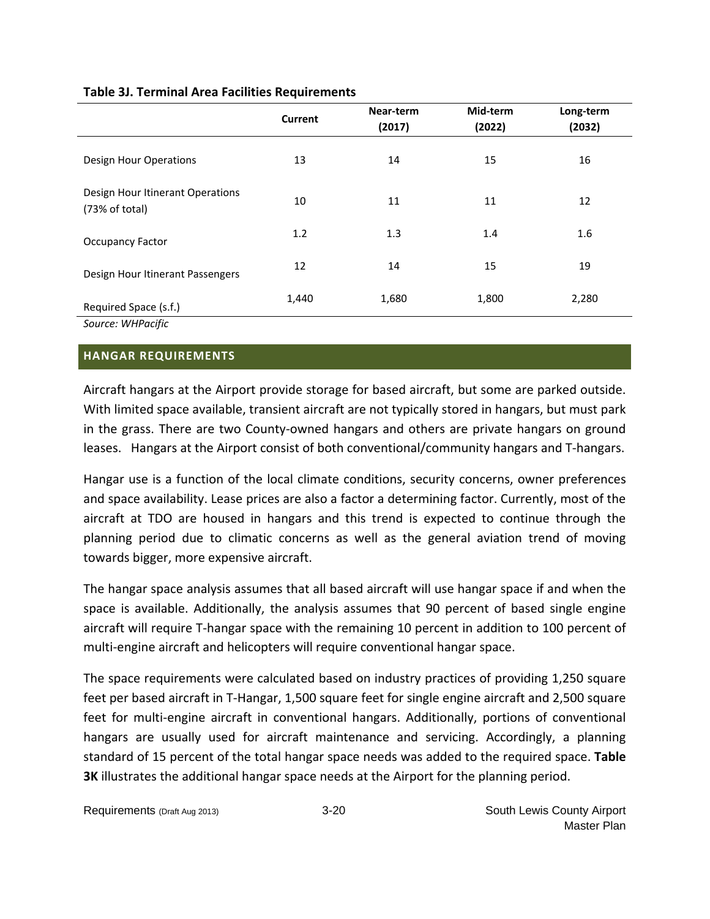**Table 3J. Terminal Area Facilities Requirements**

| | Current | Near-term (2017) | Mid-term (2022) | Long-term (2032) |
|---|---|---|---|---|
| Design Hour Operations | 13 | 14 | 15 | 16 |
| Design Hour Itinerant Operations (73% of total) | 10 | 11 | 11 | 12 |
| Occupancy Factor | 1.2 | 1.3 | 1.4 | 1.6 |
| Design Hour Itinerant Passengers | 12 | 14 | 15 | 19 |
| Required Space (s.f.) | 1,440 | 1,680 | 1,800 | 2,280 |

*Source: WHPacific*

## HANGAR REQUIREMENTS

Aircraft hangars at the Airport provide storage for based aircraft, but some are parked outside. With limited space available, transient aircraft are not typically stored in hangars, but must park in the grass. There are two County-owned hangars and others are private hangars on ground leases. Hangars at the Airport consist of both conventional/community hangars and T-hangars.

Hangar use is a function of the local climate conditions, security concerns, owner preferences and space availability. Lease prices are also a factor a determining factor. Currently, most of the aircraft at TDO are housed in hangars and this trend is expected to continue through the planning period due to climatic concerns as well as the general aviation trend of moving towards bigger, more expensive aircraft.

The hangar space analysis assumes that all based aircraft will use hangar space if and when the space is available. Additionally, the analysis assumes that 90 percent of based single engine aircraft will require T-hangar space with the remaining 10 percent in addition to 100 percent of multi-engine aircraft and helicopters will require conventional hangar space.

The space requirements were calculated based on industry practices of providing 1,250 square feet per based aircraft in T-Hangar, 1,500 square feet for single engine aircraft and 2,500 square feet for multi-engine aircraft in conventional hangars. Additionally, portions of conventional hangars are usually used for aircraft maintenance and servicing. Accordingly, a planning standard of 15 percent of the total hangar space needs was added to the required space. **Table 3K** illustrates the additional hangar space needs at the Airport for the planning period.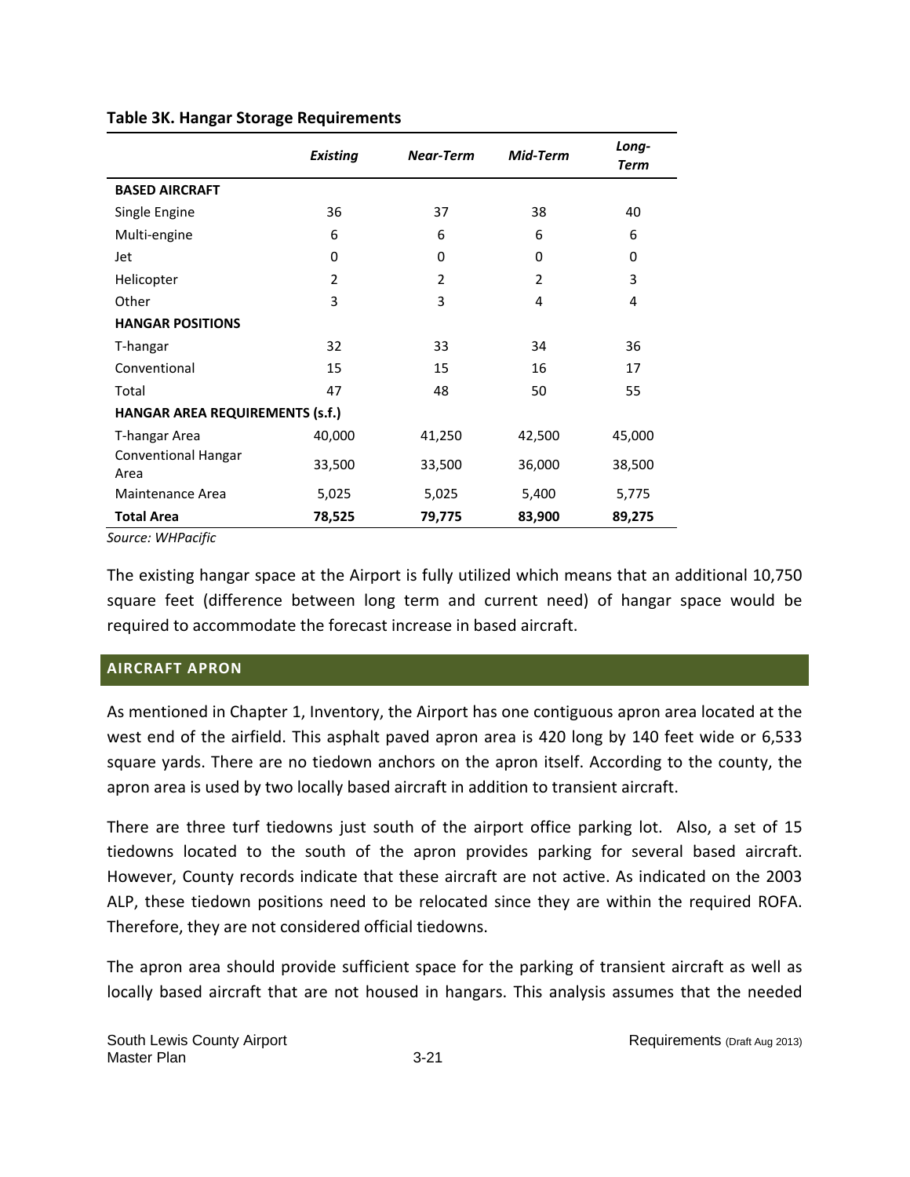**Table 3K. Hangar Storage Requirements**

| | *Existing* | *Near-Term* | *Mid-Term* | *Long-Term* |
|---|---|---|---|---|
| **BASED AIRCRAFT** | | | | |
| Single Engine | 36 | 37 | 38 | 40 |
| Multi-engine | 6 | 6 | 6 | 6 |
| Jet | 0 | 0 | 0 | 0 |
| Helicopter | 2 | 2 | 2 | 3 |
| Other | 3 | 3 | 4 | 4 |
| **HANGAR POSITIONS** | | | | |
| T-hangar | 32 | 33 | 34 | 36 |
| Conventional | 15 | 15 | 16 | 17 |
| Total | 47 | 48 | 50 | 55 |
| **HANGAR AREA REQUIREMENTS (s.f.)** | | | | |
| T-hangar Area | 40,000 | 41,250 | 42,500 | 45,000 |
| Conventional Hangar Area | 33,500 | 33,500 | 36,000 | 38,500 |
| Maintenance Area | 5,025 | 5,025 | 5,400 | 5,775 |
| **Total Area** | **78,525** | **79,775** | **83,900** | **89,275** |

*Source: WHPacific*

The existing hangar space at the Airport is fully utilized which means that an additional 10,750 square feet (difference between long term and current need) of hangar space would be required to accommodate the forecast increase in based aircraft.

## AIRCRAFT APRON

As mentioned in Chapter 1, Inventory, the Airport has one contiguous apron area located at the west end of the airfield. This asphalt paved apron area is 420 long by 140 feet wide or 6,533 square yards. There are no tiedown anchors on the apron itself. According to the county, the apron area is used by two locally based aircraft in addition to transient aircraft.

There are three turf tiedowns just south of the airport office parking lot. Also, a set of 15 tiedowns located to the south of the apron provides parking for several based aircraft. However, County records indicate that these aircraft are not active. As indicated on the 2003 ALP, these tiedown positions need to be relocated since they are within the required ROFA. Therefore, they are not considered official tiedowns.

The apron area should provide sufficient space for the parking of transient aircraft as well as locally based aircraft that are not housed in hangars. This analysis assumes that the needed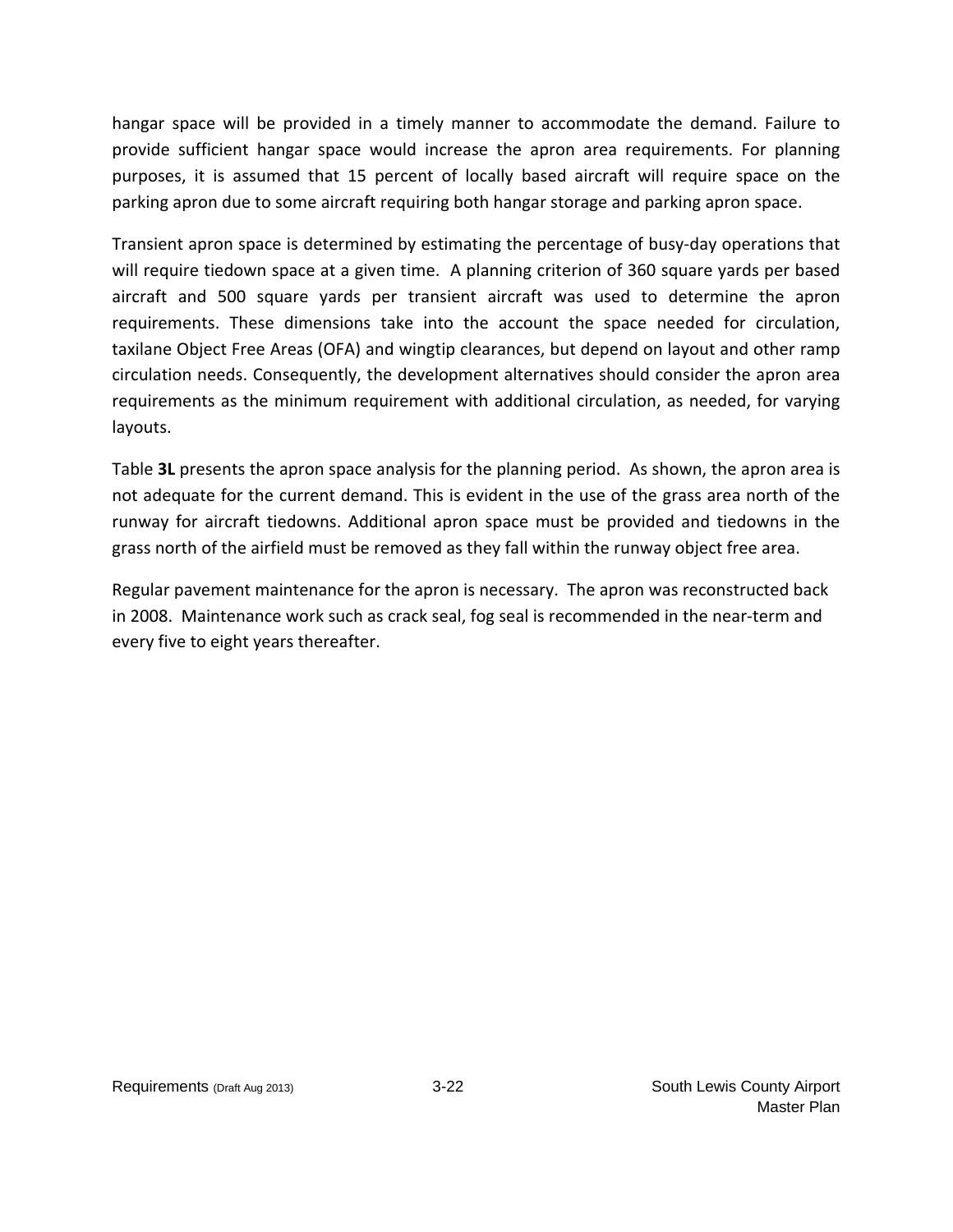hangar space will be provided in a timely manner to accommodate the demand. Failure to provide sufficient hangar space would increase the apron area requirements. For planning purposes, it is assumed that 15 percent of locally based aircraft will require space on the parking apron due to some aircraft requiring both hangar storage and parking apron space.

Transient apron space is determined by estimating the percentage of busy-day operations that will require tiedown space at a given time. A planning criterion of 360 square yards per based aircraft and 500 square yards per transient aircraft was used to determine the apron requirements. These dimensions take into the account the space needed for circulation, taxilane Object Free Areas (OFA) and wingtip clearances, but depend on layout and other ramp circulation needs. Consequently, the development alternatives should consider the apron area requirements as the minimum requirement with additional circulation, as needed, for varying layouts.

Table **3L** presents the apron space analysis for the planning period. As shown, the apron area is not adequate for the current demand. This is evident in the use of the grass area north of the runway for aircraft tiedowns. Additional apron space must be provided and tiedowns in the grass north of the airfield must be removed as they fall within the runway object free area.

Regular pavement maintenance for the apron is necessary. The apron was reconstructed back in 2008. Maintenance work such as crack seal, fog seal is recommended in the near-term and every five to eight years thereafter.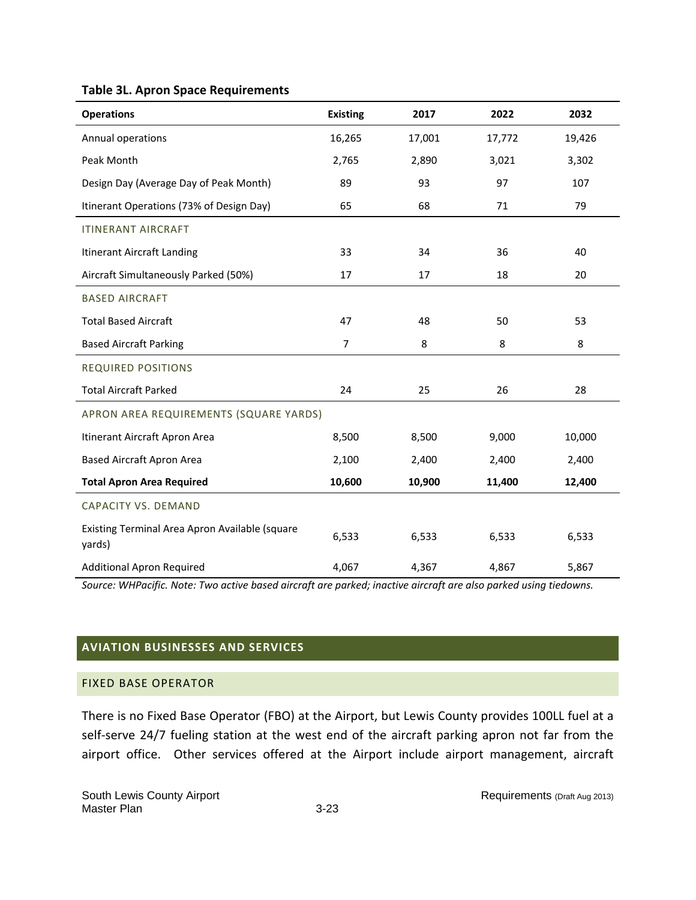**Table 3L. Apron Space Requirements**

| Operations | Existing | 2017 | 2022 | 2032 |
|---|---|---|---|---|
| Annual operations | 16,265 | 17,001 | 17,772 | 19,426 |
| Peak Month | 2,765 | 2,890 | 3,021 | 3,302 |
| Design Day (Average Day of Peak Month) | 89 | 93 | 97 | 107 |
| Itinerant Operations (73% of Design Day) | 65 | 68 | 71 | 79 |
| ITINERANT AIRCRAFT | | | | |
| Itinerant Aircraft Landing | 33 | 34 | 36 | 40 |
| Aircraft Simultaneously Parked (50%) | 17 | 17 | 18 | 20 |
| BASED AIRCRAFT | | | | |
| Total Based Aircraft | 47 | 48 | 50 | 53 |
| Based Aircraft Parking | 7 | 8 | 8 | 8 |
| REQUIRED POSITIONS | | | | |
| Total Aircraft Parked | 24 | 25 | 26 | 28 |
| APRON AREA REQUIREMENTS (SQUARE YARDS) | | | | |
| Itinerant Aircraft Apron Area | 8,500 | 8,500 | 9,000 | 10,000 |
| Based Aircraft Apron Area | 2,100 | 2,400 | 2,400 | 2,400 |
| **Total Apron Area Required** | **10,600** | **10,900** | **11,400** | **12,400** |
| CAPACITY VS. DEMAND | | | | |
| Existing Terminal Area Apron Available (square yards) | 6,533 | 6,533 | 6,533 | 6,533 |
| Additional Apron Required | 4,067 | 4,367 | 4,867 | 5,867 |

*Source: WHPacific. Note: Two active based aircraft are parked; inactive aircraft are also parked using tiedowns.*

## AVIATION BUSINESSES AND SERVICES

### FIXED BASE OPERATOR

There is no Fixed Base Operator (FBO) at the Airport, but Lewis County provides 100LL fuel at a self-serve 24/7 fueling station at the west end of the aircraft parking apron not far from the airport office. Other services offered at the Airport include airport management, aircraft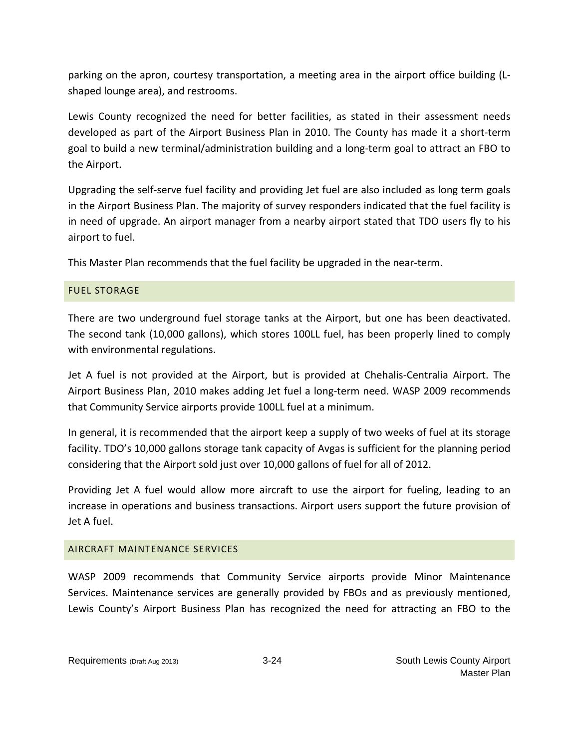parking on the apron, courtesy transportation, a meeting area in the airport office building (L-shaped lounge area), and restrooms.

Lewis County recognized the need for better facilities, as stated in their assessment needs developed as part of the Airport Business Plan in 2010. The County has made it a short-term goal to build a new terminal/administration building and a long-term goal to attract an FBO to the Airport.

Upgrading the self-serve fuel facility and providing Jet fuel are also included as long term goals in the Airport Business Plan. The majority of survey responders indicated that the fuel facility is in need of upgrade. An airport manager from a nearby airport stated that TDO users fly to his airport to fuel.

This Master Plan recommends that the fuel facility be upgraded in the near-term.

### FUEL STORAGE

There are two underground fuel storage tanks at the Airport, but one has been deactivated. The second tank (10,000 gallons), which stores 100LL fuel, has been properly lined to comply with environmental regulations.

Jet A fuel is not provided at the Airport, but is provided at Chehalis-Centralia Airport. The Airport Business Plan, 2010 makes adding Jet fuel a long-term need. WASP 2009 recommends that Community Service airports provide 100LL fuel at a minimum.

In general, it is recommended that the airport keep a supply of two weeks of fuel at its storage facility. TDO's 10,000 gallons storage tank capacity of Avgas is sufficient for the planning period considering that the Airport sold just over 10,000 gallons of fuel for all of 2012.

Providing Jet A fuel would allow more aircraft to use the airport for fueling, leading to an increase in operations and business transactions. Airport users support the future provision of Jet A fuel.

### AIRCRAFT MAINTENANCE SERVICES

WASP 2009 recommends that Community Service airports provide Minor Maintenance Services. Maintenance services are generally provided by FBOs and as previously mentioned, Lewis County's Airport Business Plan has recognized the need for attracting an FBO to the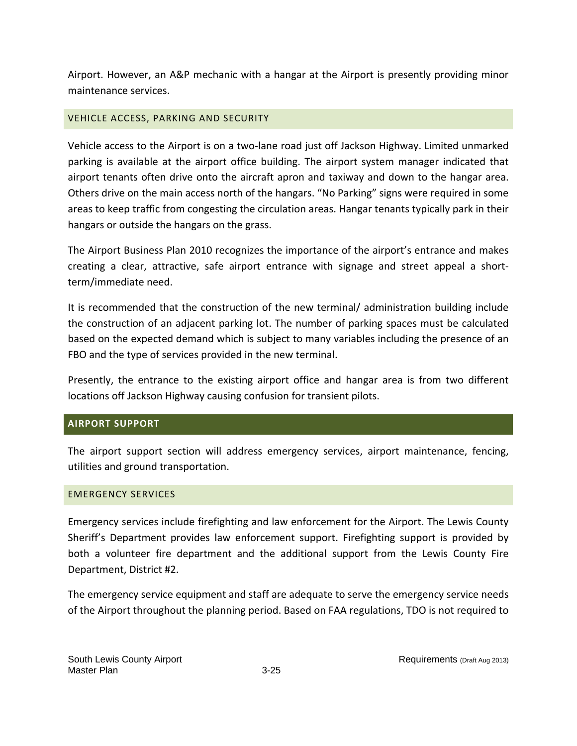Airport. However, an A&P mechanic with a hangar at the Airport is presently providing minor maintenance services.

### VEHICLE ACCESS, PARKING AND SECURITY

Vehicle access to the Airport is on a two-lane road just off Jackson Highway. Limited unmarked parking is available at the airport office building. The airport system manager indicated that airport tenants often drive onto the aircraft apron and taxiway and down to the hangar area. Others drive on the main access north of the hangars. "No Parking" signs were required in some areas to keep traffic from congesting the circulation areas. Hangar tenants typically park in their hangars or outside the hangars on the grass.

The Airport Business Plan 2010 recognizes the importance of the airport's entrance and makes creating a clear, attractive, safe airport entrance with signage and street appeal a short-term/immediate need.

It is recommended that the construction of the new terminal/ administration building include the construction of an adjacent parking lot. The number of parking spaces must be calculated based on the expected demand which is subject to many variables including the presence of an FBO and the type of services provided in the new terminal.

Presently, the entrance to the existing airport office and hangar area is from two different locations off Jackson Highway causing confusion for transient pilots.

## AIRPORT SUPPORT

The airport support section will address emergency services, airport maintenance, fencing, utilities and ground transportation.

### EMERGENCY SERVICES

Emergency services include firefighting and law enforcement for the Airport. The Lewis County Sheriff's Department provides law enforcement support. Firefighting support is provided by both a volunteer fire department and the additional support from the Lewis County Fire Department, District #2.

The emergency service equipment and staff are adequate to serve the emergency service needs of the Airport throughout the planning period. Based on FAA regulations, TDO is not required to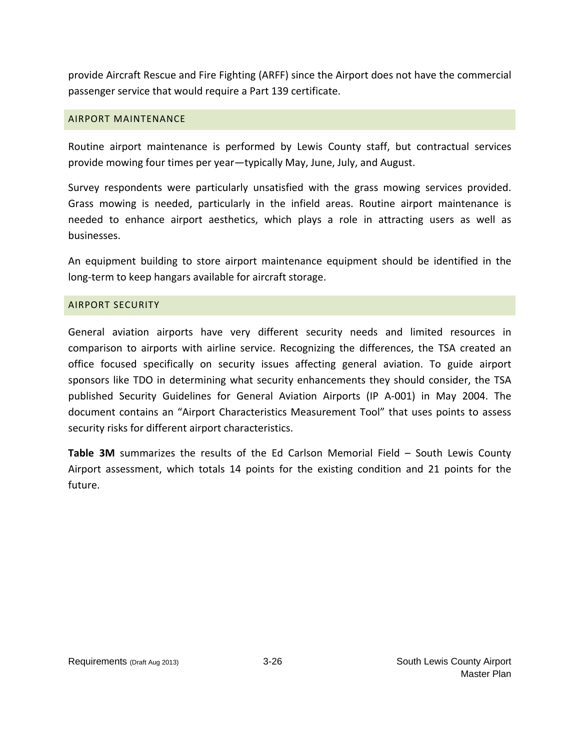provide Aircraft Rescue and Fire Fighting (ARFF) since the Airport does not have the commercial passenger service that would require a Part 139 certificate.

## AIRPORT MAINTENANCE

Routine airport maintenance is performed by Lewis County staff, but contractual services provide mowing four times per year—typically May, June, July, and August.

Survey respondents were particularly unsatisfied with the grass mowing services provided. Grass mowing is needed, particularly in the infield areas. Routine airport maintenance is needed to enhance airport aesthetics, which plays a role in attracting users as well as businesses.

An equipment building to store airport maintenance equipment should be identified in the long-term to keep hangars available for aircraft storage.

## AIRPORT SECURITY

General aviation airports have very different security needs and limited resources in comparison to airports with airline service. Recognizing the differences, the TSA created an office focused specifically on security issues affecting general aviation. To guide airport sponsors like TDO in determining what security enhancements they should consider, the TSA published Security Guidelines for General Aviation Airports (IP A-001) in May 2004. The document contains an "Airport Characteristics Measurement Tool" that uses points to assess security risks for different airport characteristics.

**Table 3M** summarizes the results of the Ed Carlson Memorial Field – South Lewis County Airport assessment, which totals 14 points for the existing condition and 21 points for the future.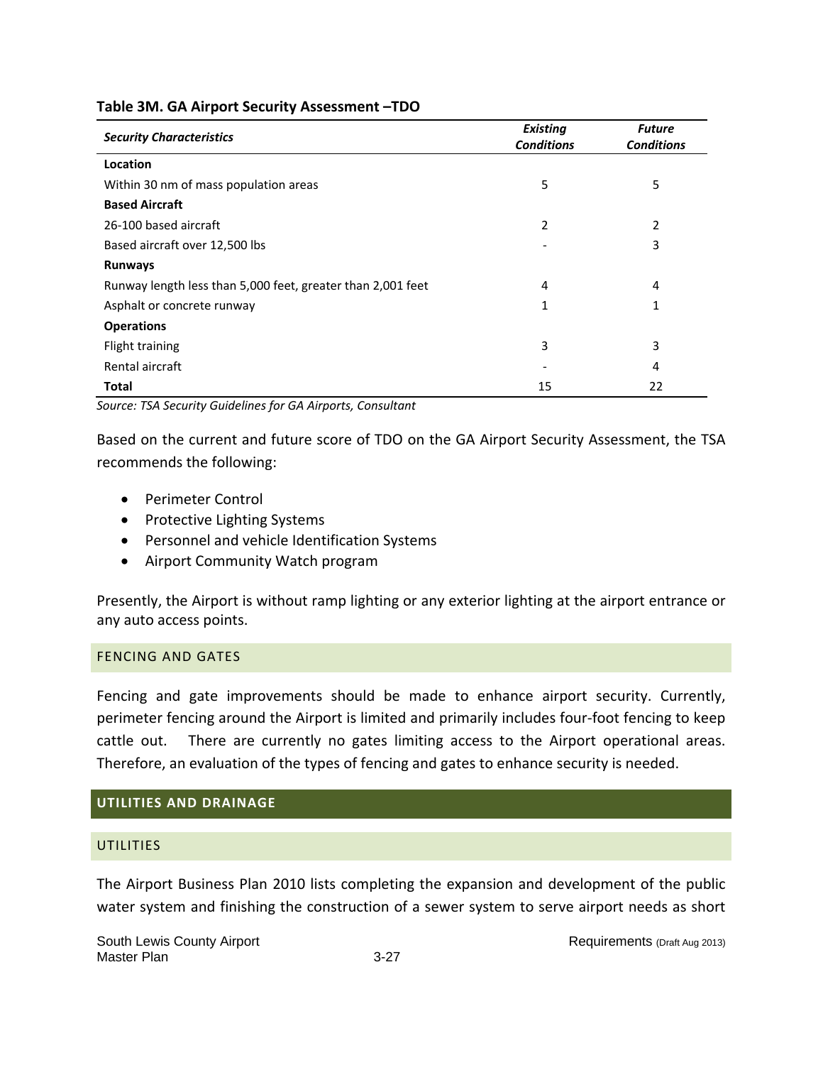**Table 3M. GA Airport Security Assessment –TDO**

| *Security Characteristics* | *Existing Conditions* | *Future Conditions* |
|---|---|---|
| **Location** | | |
| Within 30 nm of mass population areas | 5 | 5 |
| **Based Aircraft** | | |
| 26-100 based aircraft | 2 | 2 |
| Based aircraft over 12,500 lbs | - | 3 |
| **Runways** | | |
| Runway length less than 5,000 feet, greater than 2,001 feet | 4 | 4 |
| Asphalt or concrete runway | 1 | 1 |
| **Operations** | | |
| Flight training | 3 | 3 |
| Rental aircraft | - | 4 |
| **Total** | 15 | 22 |

*Source: TSA Security Guidelines for GA Airports, Consultant*

Based on the current and future score of TDO on the GA Airport Security Assessment, the TSA recommends the following:

- Perimeter Control
- Protective Lighting Systems
- Personnel and vehicle Identification Systems
- Airport Community Watch program

Presently, the Airport is without ramp lighting or any exterior lighting at the airport entrance or any auto access points.

### FENCING AND GATES

Fencing and gate improvements should be made to enhance airport security. Currently, perimeter fencing around the Airport is limited and primarily includes four-foot fencing to keep cattle out. There are currently no gates limiting access to the Airport operational areas. Therefore, an evaluation of the types of fencing and gates to enhance security is needed.

## UTILITIES AND DRAINAGE

### UTILITIES

The Airport Business Plan 2010 lists completing the expansion and development of the public water system and finishing the construction of a sewer system to serve airport needs as short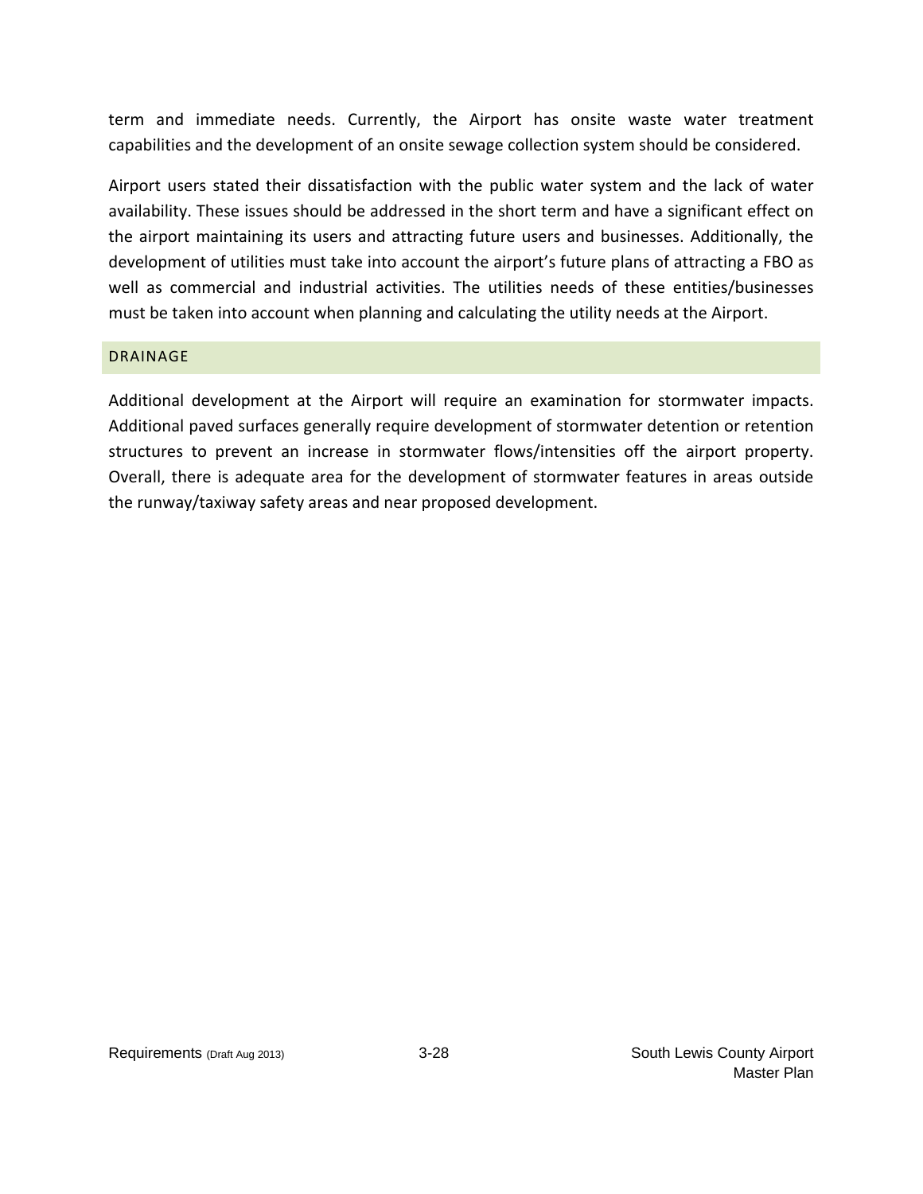term and immediate needs. Currently, the Airport has onsite waste water treatment capabilities and the development of an onsite sewage collection system should be considered.

Airport users stated their dissatisfaction with the public water system and the lack of water availability. These issues should be addressed in the short term and have a significant effect on the airport maintaining its users and attracting future users and businesses. Additionally, the development of utilities must take into account the airport's future plans of attracting a FBO as well as commercial and industrial activities. The utilities needs of these entities/businesses must be taken into account when planning and calculating the utility needs at the Airport.

### DRAINAGE

Additional development at the Airport will require an examination for stormwater impacts. Additional paved surfaces generally require development of stormwater detention or retention structures to prevent an increase in stormwater flows/intensities off the airport property. Overall, there is adequate area for the development of stormwater features in areas outside the runway/taxiway safety areas and near proposed development.